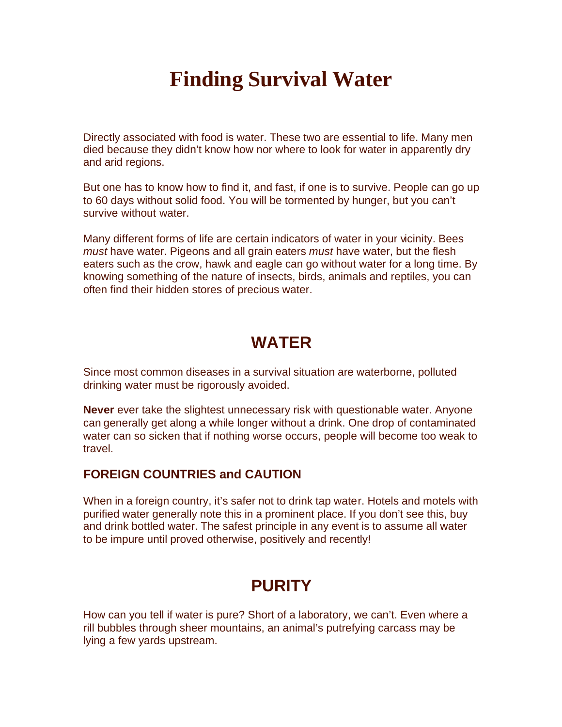# Finding Survival Water

Directly associated with food is water. These two are essential to life. Many men died because they didn't know how nor where to look for water in apparently dry and arid regions.

But one has to know how to find it, and fast, if one is to survive. People can go up to 60 days without solid food. You will be tormented by hunger, but you can't survive without water.

Many different forms of life are certain indicators of water in your vicinity. Bees *must* have water. Pigeons and all grain eaters *must* have water, but the flesh eaters such as the crow, hawk and eagle can go without water for a long time. By knowing something of the nature of insects, birds, animals and reptiles, you can often find their hidden stores of precious water.

## WATER

Since most common diseases in a survival situation are waterborne, polluted drinking water must be rigorously avoided.

**Never** ever take the slightest unnecessary risk with questionable water. Anyone can generally get along a while longer without a drink. One drop of contaminated water can so sicken that if nothing worse occurs, people will become too weak to travel.

### FOREIGN COUNTRIES and CAUTION

When in a foreign country, it's safer not to drink tap water. Hotels and motels with purified water generally note this in a prominent place. If you don't see this, buy and drink bottled water. The safest principle in any event is to assume all water to be impure until proved otherwise, positively and recently!

## PURITY

How can you tell if water is pure? Short of a laboratory, we can't. Even where a rill bubbles through sheer mountains, an animal's putrefying carcass may be lying a few yards upstream.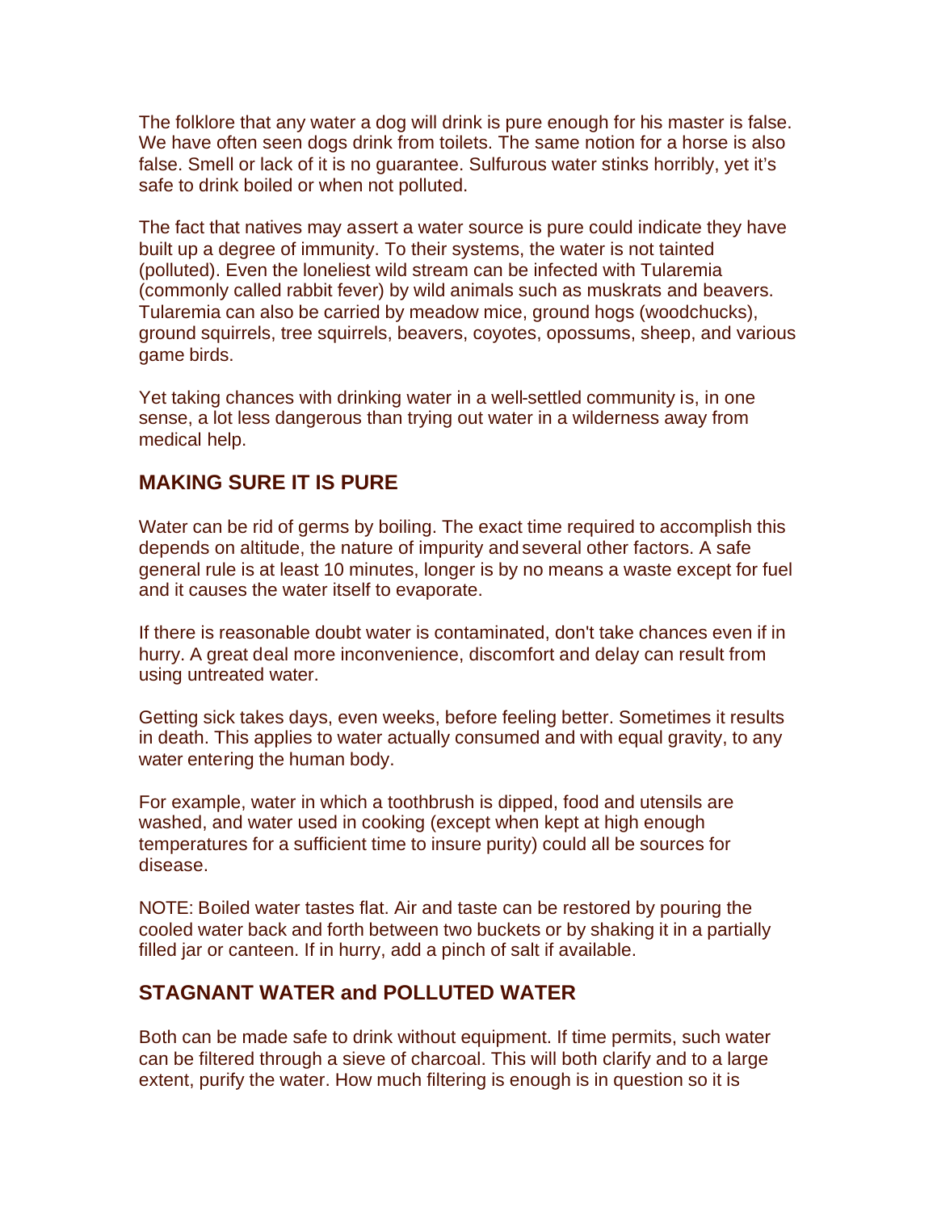The folklore that any water a dog will drink is pure enough for his master is false. We have often seen dogs drink from toilets. The same notion for a horse is also false. Smell or lack of it is no guarantee. Sulfurous water stinks horribly, yet it's safe to drink boiled or when not polluted.

The fact that natives may assert a water source is pure could indicate they have built up a degree of immunity. To their systems, the water is not tainted (polluted). Even the loneliest wild stream can be infected with Tularemia (commonly called rabbit fever) by wild animals such as muskrats and beavers. Tularemia can also be carried by meadow mice, ground hogs (woodchucks), ground squirrels, tree squirrels, beavers, coyotes, opossums, sheep, and various game birds.

Yet taking chances with drinking water in a well-settled community is, in one sense, a lot less dangerous than trying out water in a wilderness away from medical help.

## MAKING SURE IT IS PURE

Water can be rid of germs by boiling. The exact time required to accomplish this depends on altitude, the nature of impurity and several other factors. A safe general rule is at least 10 minutes, longer is by no means a waste except for fuel and it causes the water itself to evaporate.

If there is reasonable doubt water is contaminated, don't take chances even if in hurry. A great deal more inconvenience, discomfort and delay can result from using untreated water.

Getting sick takes days, even weeks, before feeling better. Sometimes it results in death. This applies to water actually consumed and with equal gravity, to any water entering the human body.

For example, water in which a toothbrush is dipped, food and utensils are washed, and water used in cooking (except when kept at high enough temperatures for a sufficient time to insure purity) could all be sources for disease.

NOTE: Boiled water tastes flat. Air and taste can be restored by pouring the cooled water back and forth between two buckets or by shaking it in a partially filled jar or canteen. If in hurry, add a pinch of salt if available.

## STAGNANT WATER and POLLUTED WATER

Both can be made safe to drink without equipment. If time permits, such water can be filtered through a sieve of charcoal. This will both clarify and to a large extent, purify the water. How much filtering is enough is in question so it is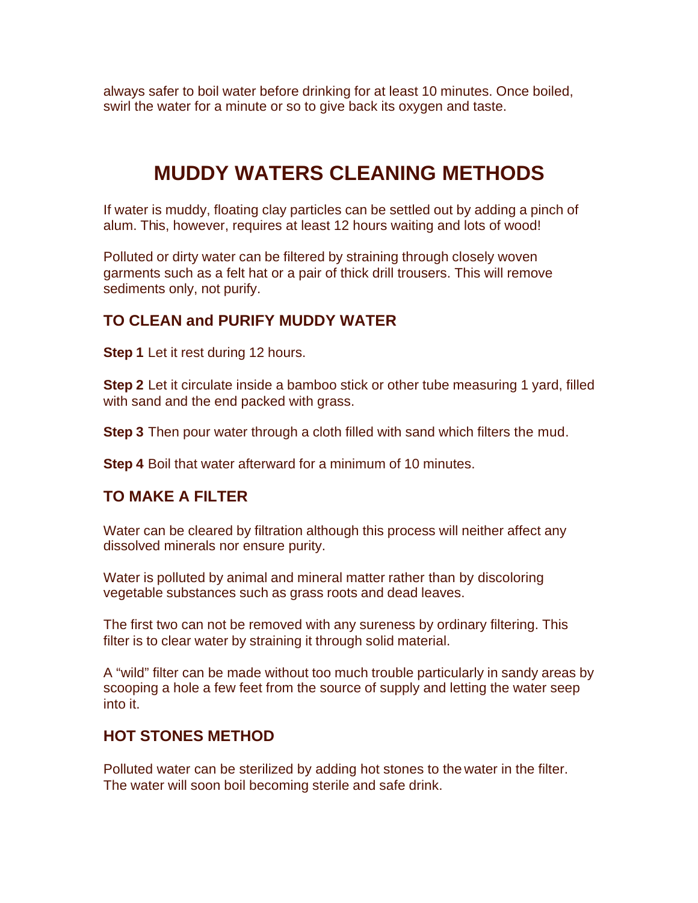always safer to boil water before drinking for at least 10 minutes. Once boiled, swirl the water for a minute or so to give back its oxygen and taste.

# MUDDY WATERS CLEANING METHODS

If water is muddy, floating clay particles can be settled out by adding a pinch of alum. This, however, requires at least 12 hours waiting and lots of wood!

Polluted or dirty water can be filtered by straining through closely woven garments such as a felt hat or a pair of thick drill trousers. This will remove sediments only, not purify.

## TO CLEAN and PURIFY MUDDY WATER

**Step 1** Let it rest during 12 hours.

**Step 2** Let it circulate inside a bamboo stick or other tube measuring 1 yard, filled with sand and the end packed with grass.

**Step 3** Then pour water through a cloth filled with sand which filters the mud.

**Step 4** Boil that water afterward for a minimum of 10 minutes.

## TO MAKE A FILTER

Water can be cleared by filtration although this process will neither affect any dissolved minerals nor ensure purity.

Water is polluted by animal and mineral matter rather than by discoloring vegetable substances such as grass roots and dead leaves.

The first two can not be removed with any sureness by ordinary filtering. This filter is to clear water by straining it through solid material.

A "wild" filter can be made without too much trouble particularly in sandy areas by scooping a hole a few feet from the source of supply and letting the water seep into it.

## HOT STONES METHOD

Polluted water can be sterilized by adding hot stones to the water in the filter. The water will soon boil becoming sterile and safe drink.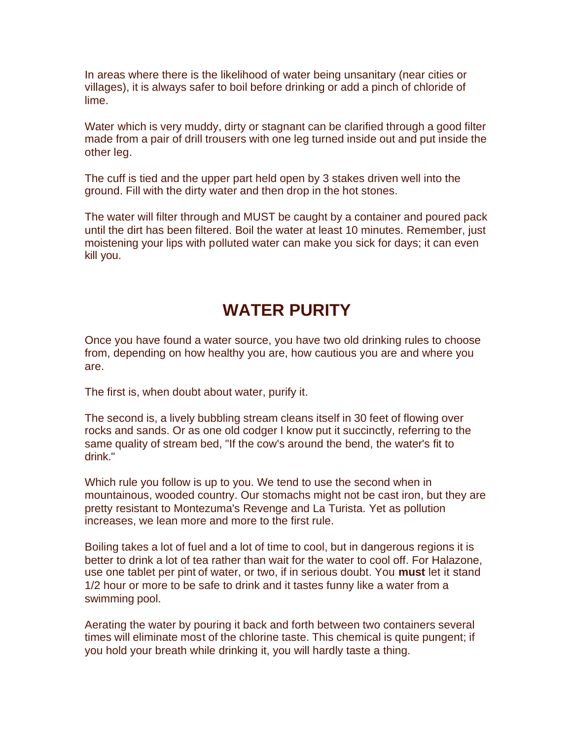In areas where there is the likelihood of water being unsanitary (near cities or villages), it is always safer to boil before drinking or add a pinch of chloride of lime.

Water which is very muddy, dirty or stagnant can be clarified through a good filter made from a pair of drill trousers with one leg turned inside out and put inside the other leg.

The cuff is tied and the upper part held open by 3 stakes driven well into the ground. Fill with the dirty water and then drop in the hot stones.

The water will filter through and MUST be caught by a container and poured pack until the dirt has been filtered. Boil the water at least 10 minutes. Remember, just moistening your lips with polluted water can make you sick for days; it can even kill you.

## WATER PURITY

Once you have found a water source, you have two old drinking rules to choose from, depending on how healthy you are, how cautious you are and where you are.

The first is, when doubt about water, purify it.

The second is, a lively bubbling stream cleans itself in 30 feet of flowing over rocks and sands. Or as one old codger I know put it succinctly, referring to the same quality of stream bed, "If the cow's around the bend, the water's fit to drink."

Which rule you follow is up to you. We tend to use the second when in mountainous, wooded country. Our stomachs might not be cast iron, but they are pretty resistant to Montezuma's Revenge and La Turista. Yet as pollution increases, we lean more and more to the first rule.

Boiling takes a lot of fuel and a lot of time to cool, but in dangerous regions it is better to drink a lot of tea rather than wait for the water to cool off. For Halazone, use one tablet per pint of water, or two, if in serious doubt. You **must** let it stand 1/2 hour or more to be safe to drink and it tastes funny like a water from a swimming pool.

Aerating the water by pouring it back and forth between two containers several times will eliminate most of the chlorine taste. This chemical is quite pungent; if you hold your breath while drinking it, you will hardly taste a thing.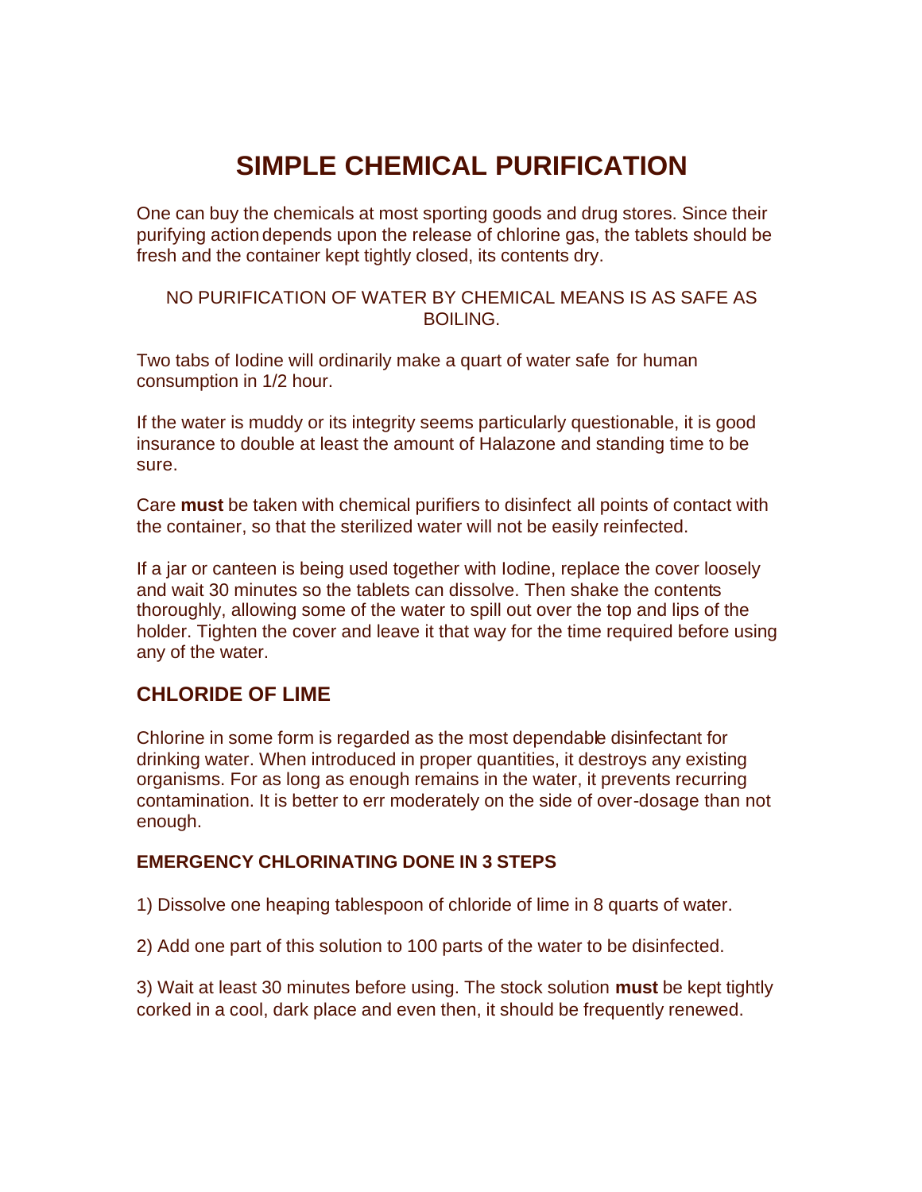# SIMPLE CHEMICAL PURIFICATION

One can buy the chemicals at most sporting goods and drug stores. Since their purifying action depends upon the release of chlorine gas, the tablets should be fresh and the container kept tightly closed, its contents dry.

NO PURIFICATION OF WATER BY CHEMICAL MEANS IS AS SAFE AS BOILING.

Two tabs of Iodine will ordinarily make a quart of water safe for human consumption in 1/2 hour.

If the water is muddy or its integrity seems particularly questionable, it is good insurance to double at least the amount of Halazone and standing time to be sure.

Care **must** be taken with chemical purifiers to disinfect all points of contact with the container, so that the sterilized water will not be easily reinfected.

If a jar or canteen is being used together with Iodine, replace the cover loosely and wait 30 minutes so the tablets can dissolve. Then shake the contents thoroughly, allowing some of the water to spill out over the top and lips of the holder. Tighten the cover and leave it that way for the time required before using any of the water.

## CHLORIDE OF LIME

Chlorine in some form is regarded as the most dependable disinfectant for drinking water. When introduced in proper quantities, it destroys any existing organisms. For as long as enough remains in the water, it prevents recurring contamination. It is better to err moderately on the side of over-dosage than not enough.

### EMERGENCY CHLORINATING DONE IN 3 STEPS

1) Dissolve one heaping tablespoon of chloride of lime in 8 quarts of water.

2) Add one part of this solution to 100 parts of the water to be disinfected.

3) Wait at least 30 minutes before using. The stock solution **must** be kept tightly corked in a cool, dark place and even then, it should be frequently renewed.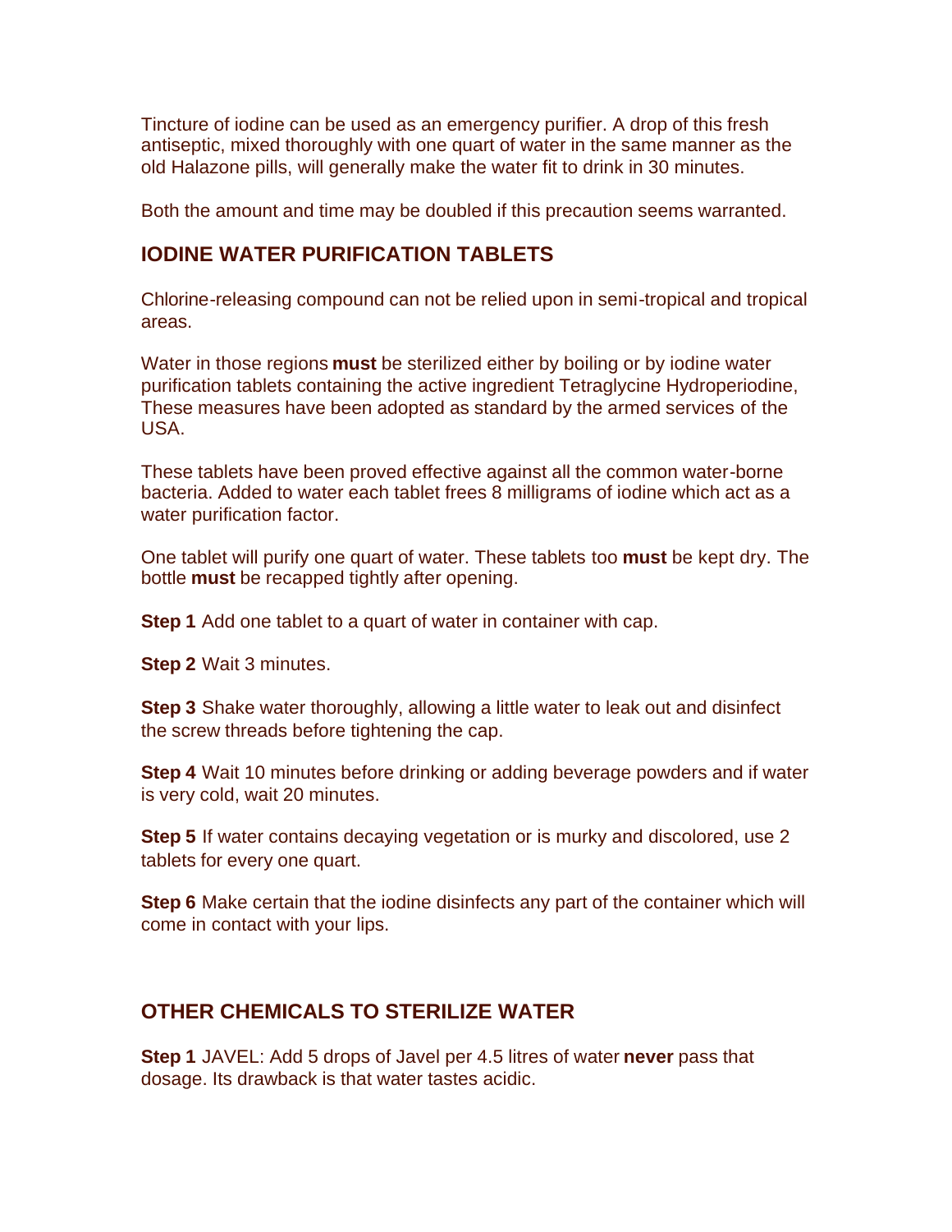Tincture of iodine can be used as an emergency purifier. A drop of this fresh antiseptic, mixed thoroughly with one quart of water in the same manner as the old Halazone pills, will generally make the water fit to drink in 30 minutes.

Both the amount and time may be doubled if this precaution seems warranted.

## IODINE WATER PURIFICATION TABLETS

Chlorine-releasing compound can not be relied upon in semi-tropical and tropical areas.

Water in those regions **must** be sterilized either by boiling or by iodine water purification tablets containing the active ingredient Tetraglycine Hydroperiodine, These measures have been adopted as standard by the armed services of the USA.

These tablets have been proved effective against all the common water-borne bacteria. Added to water each tablet frees 8 milligrams of iodine which act as a water purification factor.

One tablet will purify one quart of water. These tablets too **must** be kept dry. The bottle **must** be recapped tightly after opening.

**Step 1** Add one tablet to a quart of water in container with cap.

**Step 2** Wait 3 minutes.

**Step 3** Shake water thoroughly, allowing a little water to leak out and disinfect the screw threads before tightening the cap.

**Step 4** Wait 10 minutes before drinking or adding beverage powders and if water is very cold, wait 20 minutes.

**Step 5** If water contains decaying vegetation or is murky and discolored, use 2 tablets for every one quart.

**Step 6** Make certain that the iodine disinfects any part of the container which will come in contact with your lips.

## OTHER CHEMICALS TO STERILIZE WATER

**Step 1** JAVEL: Add 5 drops of Javel per 4.5 litres of water **never** pass that dosage. Its drawback is that water tastes acidic.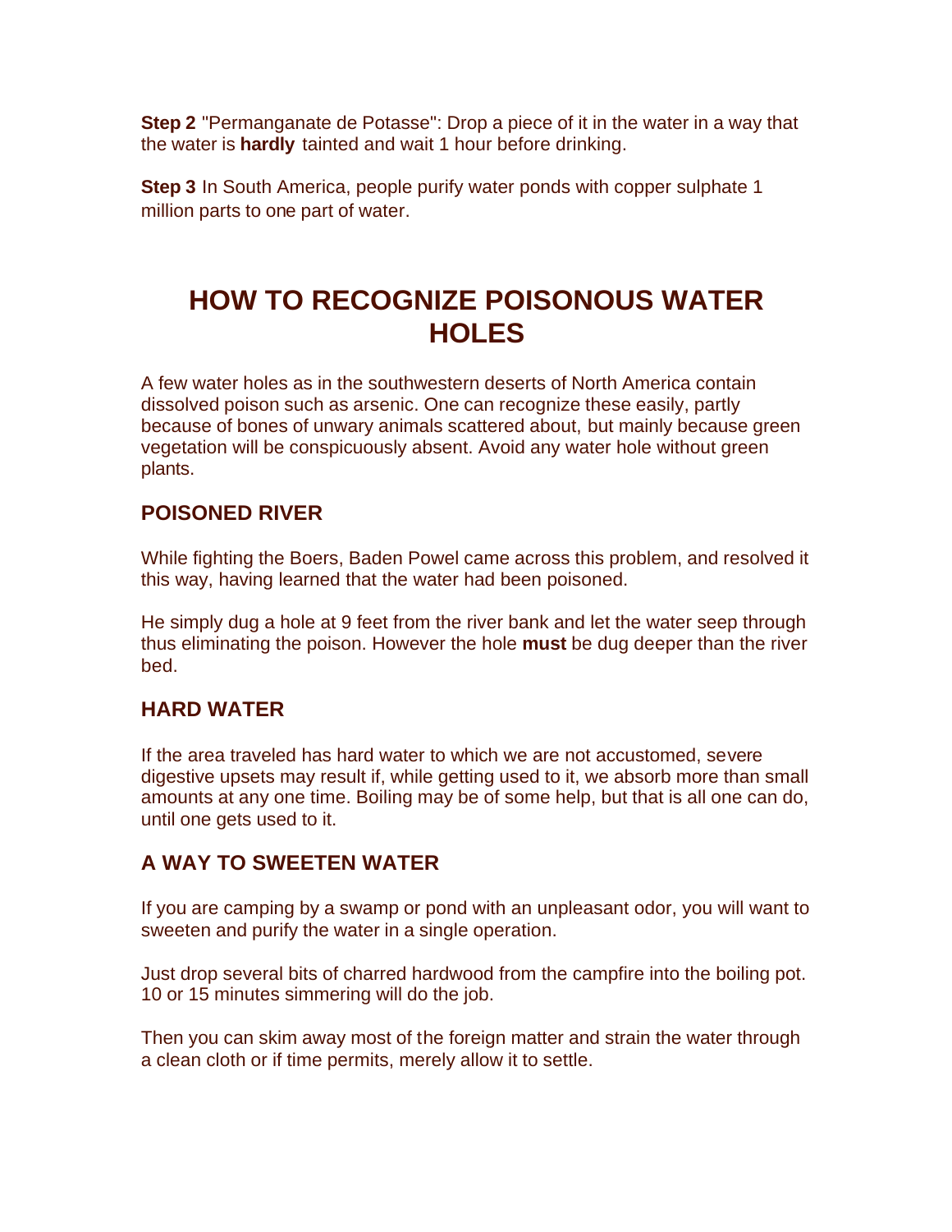**Step 2** "Permanganate de Potasse": Drop a piece of it in the water in a way that the water is **hardly** tainted and wait 1 hour before drinking.

**Step 3** In South America, people purify water ponds with copper sulphate 1 million parts to one part of water.

# HOW TO RECOGNIZE POISONOUS WATER HOLES

A few water holes as in the southwestern deserts of North America contain dissolved poison such as arsenic. One can recognize these easily, partly because of bones of unwary animals scattered about, but mainly because green vegetation will be conspicuously absent. Avoid any water hole without green plants.

## POISONED RIVER

While fighting the Boers, Baden Powel came across this problem, and resolved it this way, having learned that the water had been poisoned.

He simply dug a hole at 9 feet from the river bank and let the water seep through thus eliminating the poison. However the hole **must** be dug deeper than the river bed.

## HARD WATER

If the area traveled has hard water to which we are not accustomed, severe digestive upsets may result if, while getting used to it, we absorb more than small amounts at any one time. Boiling may be of some help, but that is all one can do, until one gets used to it.

## A WAY TO SWEETEN WATER

If you are camping by a swamp or pond with an unpleasant odor, you will want to sweeten and purify the water in a single operation.

Just drop several bits of charred hardwood from the campfire into the boiling pot. 10 or 15 minutes simmering will do the job.

Then you can skim away most of the foreign matter and strain the water through a clean cloth or if time permits, merely allow it to settle.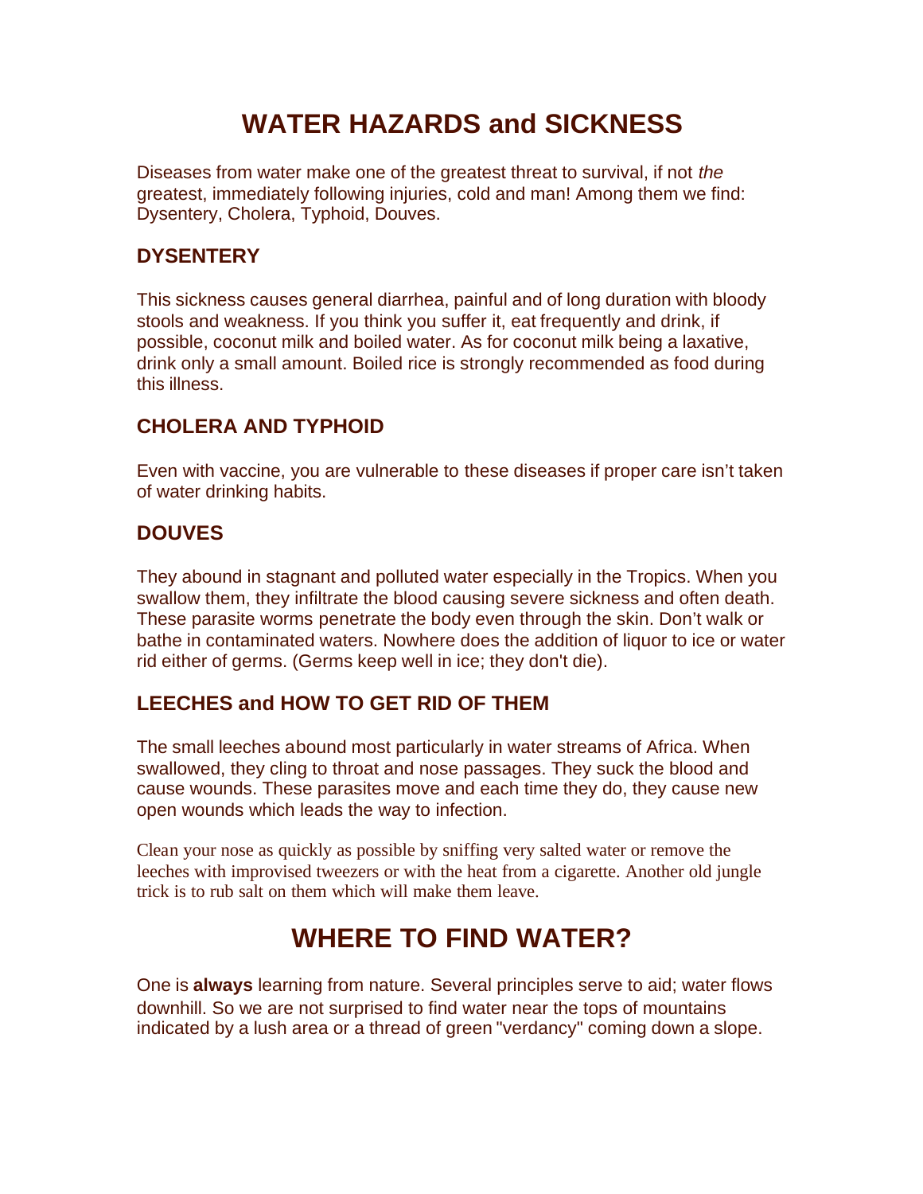# WATER HAZARDS and SICKNESS

Diseases from water make one of the greatest threat to survival, if not *the* greatest, immediately following injuries, cold and man! Among them we find: Dysentery, Cholera, Typhoid, Douves.

### DYSENTERY

This sickness causes general diarrhea, painful and of long duration with bloody stools and weakness. If you think you suffer it, eat frequently and drink, if possible, coconut milk and boiled water. As for coconut milk being a laxative, drink only a small amount. Boiled rice is strongly recommended as food during this illness.

### CHOLERA AND TYPHOID

Even with vaccine, you are vulnerable to these diseases if proper care isn't taken of water drinking habits.

### DOUVES

They abound in stagnant and polluted water especially in the Tropics. When you swallow them, they infiltrate the blood causing severe sickness and often death. These parasite worms penetrate the body even through the skin. Don't walk or bathe in contaminated waters. Nowhere does the addition of liquor to ice or water rid either of germs. (Germs keep well in ice; they don't die).

### LEECHES and HOW TO GET RID OF THEM

The small leeches abound most particularly in water streams of Africa. When swallowed, they cling to throat and nose passages. They suck the blood and cause wounds. These parasites move and each time they do, they cause new open wounds which leads the way to infection.

Clean your nose as quickly as possible by sniffing very salted water or remove the leeches with improvised tweezers or with the heat from a cigarette. Another old jungle trick is to rub salt on them which will make them leave.

# WHERE TO FIND WATER?

One is **always** learning from nature. Several principles serve to aid; water flows downhill. So we are not surprised to find water near the tops of mountains indicated by a lush area or a thread of green "verdancy" coming down a slope.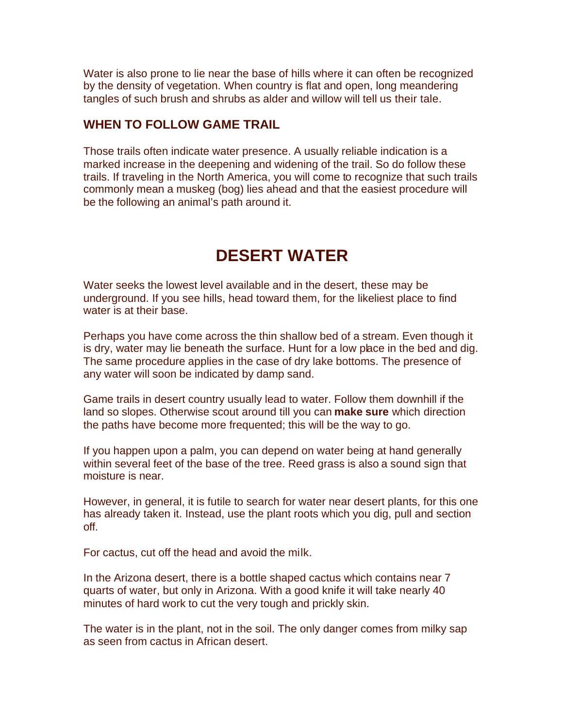Water is also prone to lie near the base of hills where it can often be recognized by the density of vegetation. When country is flat and open, long meandering tangles of such brush and shrubs as alder and willow will tell us their tale.

### WHEN TO FOLLOW GAME TRAIL

Those trails often indicate water presence. A usually reliable indication is a marked increase in the deepening and widening of the trail. So do follow these trails. If traveling in the North America, you will come to recognize that such trails commonly mean a muskeg (bog) lies ahead and that the easiest procedure will be the following an animal's path around it.

## DESERT WATER

Water seeks the lowest level available and in the desert, these may be underground. If you see hills, head toward them, for the likeliest place to find water is at their base.

Perhaps you have come across the thin shallow bed of a stream. Even though it is dry, water may lie beneath the surface. Hunt for a low place in the bed and dig. The same procedure applies in the case of dry lake bottoms. The presence of any water will soon be indicated by damp sand.

Game trails in desert country usually lead to water. Follow them downhill if the land so slopes. Otherwise scout around till you can **make sure** which direction the paths have become more frequented; this will be the way to go.

If you happen upon a palm, you can depend on water being at hand generally within several feet of the base of the tree. Reed grass is also a sound sign that moisture is near.

However, in general, it is futile to search for water near desert plants, for this one has already taken it. Instead, use the plant roots which you dig, pull and section off.

For cactus, cut off the head and avoid the milk.

In the Arizona desert, there is a bottle shaped cactus which contains near 7 quarts of water, but only in Arizona. With a good knife it will take nearly 40 minutes of hard work to cut the very tough and prickly skin.

The water is in the plant, not in the soil. The only danger comes from milky sap as seen from cactus in African desert.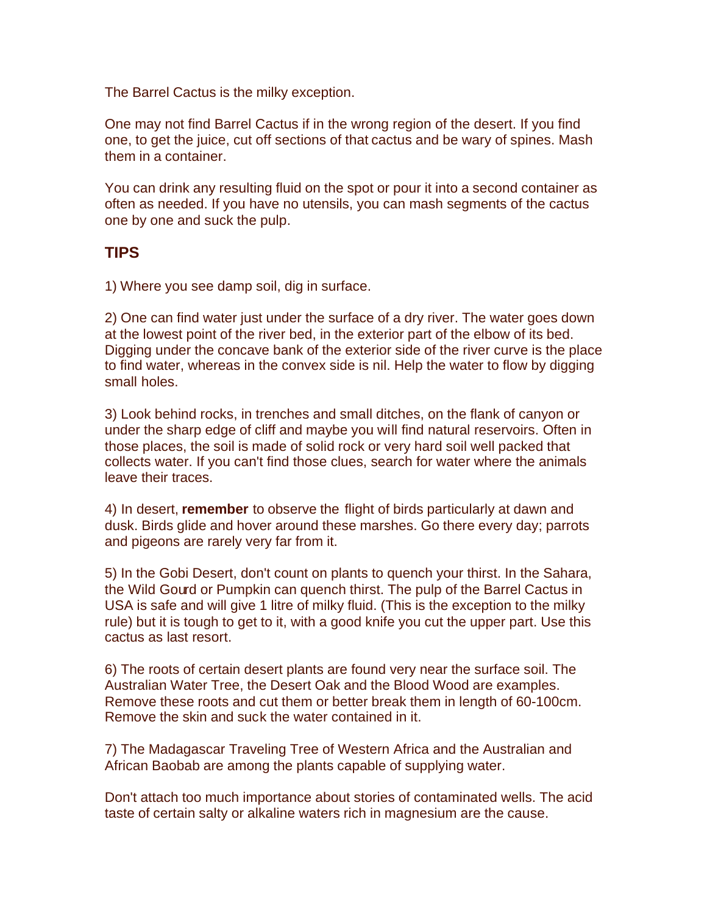The Barrel Cactus is the milky exception.

One may not find Barrel Cactus if in the wrong region of the desert. If you find one, to get the juice, cut off sections of that cactus and be wary of spines. Mash them in a container.

You can drink any resulting fluid on the spot or pour it into a second container as often as needed. If you have no utensils, you can mash segments of the cactus one by one and suck the pulp.

## TIPS

1) Where you see damp soil, dig in surface.

2) One can find water just under the surface of a dry river. The water goes down at the lowest point of the river bed, in the exterior part of the elbow of its bed. Digging under the concave bank of the exterior side of the river curve is the place to find water, whereas in the convex side is nil. Help the water to flow by digging small holes.

3) Look behind rocks, in trenches and small ditches, on the flank of canyon or under the sharp edge of cliff and maybe you will find natural reservoirs. Often in those places, the soil is made of solid rock or very hard soil well packed that collects water. If you can't find those clues, search for water where the animals leave their traces.

4) In desert, **remember** to observe the flight of birds particularly at dawn and dusk. Birds glide and hover around these marshes. Go there every day; parrots and pigeons are rarely very far from it.

5) In the Gobi Desert, don't count on plants to quench your thirst. In the Sahara, the Wild Gourd or Pumpkin can quench thirst. The pulp of the Barrel Cactus in USA is safe and will give 1 litre of milky fluid. (This is the exception to the milky rule) but it is tough to get to it, with a good knife you cut the upper part. Use this cactus as last resort.

6) The roots of certain desert plants are found very near the surface soil. The Australian Water Tree, the Desert Oak and the Blood Wood are examples. Remove these roots and cut them or better break them in length of 60-100cm. Remove the skin and suck the water contained in it.

7) The Madagascar Traveling Tree of Western Africa and the Australian and African Baobab are among the plants capable of supplying water.

Don't attach too much importance about stories of contaminated wells. The acid taste of certain salty or alkaline waters rich in magnesium are the cause.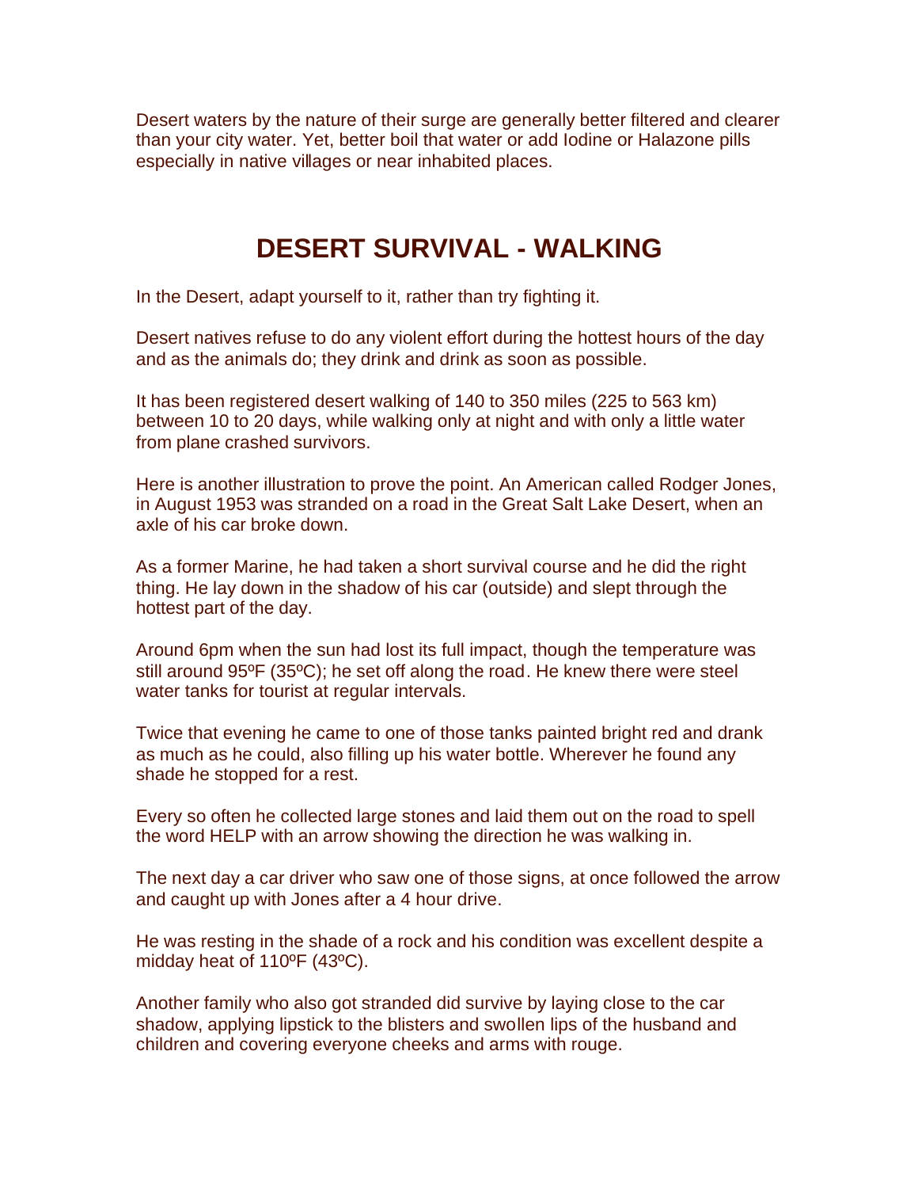Desert waters by the nature of their surge are generally better filtered and clearer than your city water. Yet, better boil that water or add Iodine or Halazone pills especially in native villages or near inhabited places.

# DESERT SURVIVAL - WALKING

In the Desert, adapt yourself to it, rather than try fighting it.

Desert natives refuse to do any violent effort during the hottest hours of the day and as the animals do; they drink and drink as soon as possible.

It has been registered desert walking of 140 to 350 miles (225 to 563 km) between 10 to 20 days, while walking only at night and with only a little water from plane crashed survivors.

Here is another illustration to prove the point. An American called Rodger Jones, in August 1953 was stranded on a road in the Great Salt Lake Desert, when an axle of his car broke down.

As a former Marine, he had taken a short survival course and he did the right thing. He lay down in the shadow of his car (outside) and slept through the hottest part of the day.

Around 6pm when the sun had lost its full impact, though the temperature was still around 95ºF (35ºC); he set off along the road. He knew there were steel water tanks for tourist at regular intervals.

Twice that evening he came to one of those tanks painted bright red and drank as much as he could, also filling up his water bottle. Wherever he found any shade he stopped for a rest.

Every so often he collected large stones and laid them out on the road to spell the word HELP with an arrow showing the direction he was walking in.

The next day a car driver who saw one of those signs, at once followed the arrow and caught up with Jones after a 4 hour drive.

He was resting in the shade of a rock and his condition was excellent despite a midday heat of 110ºF (43ºC).

Another family who also got stranded did survive by laying close to the car shadow, applying lipstick to the blisters and swollen lips of the husband and children and covering everyone cheeks and arms with rouge.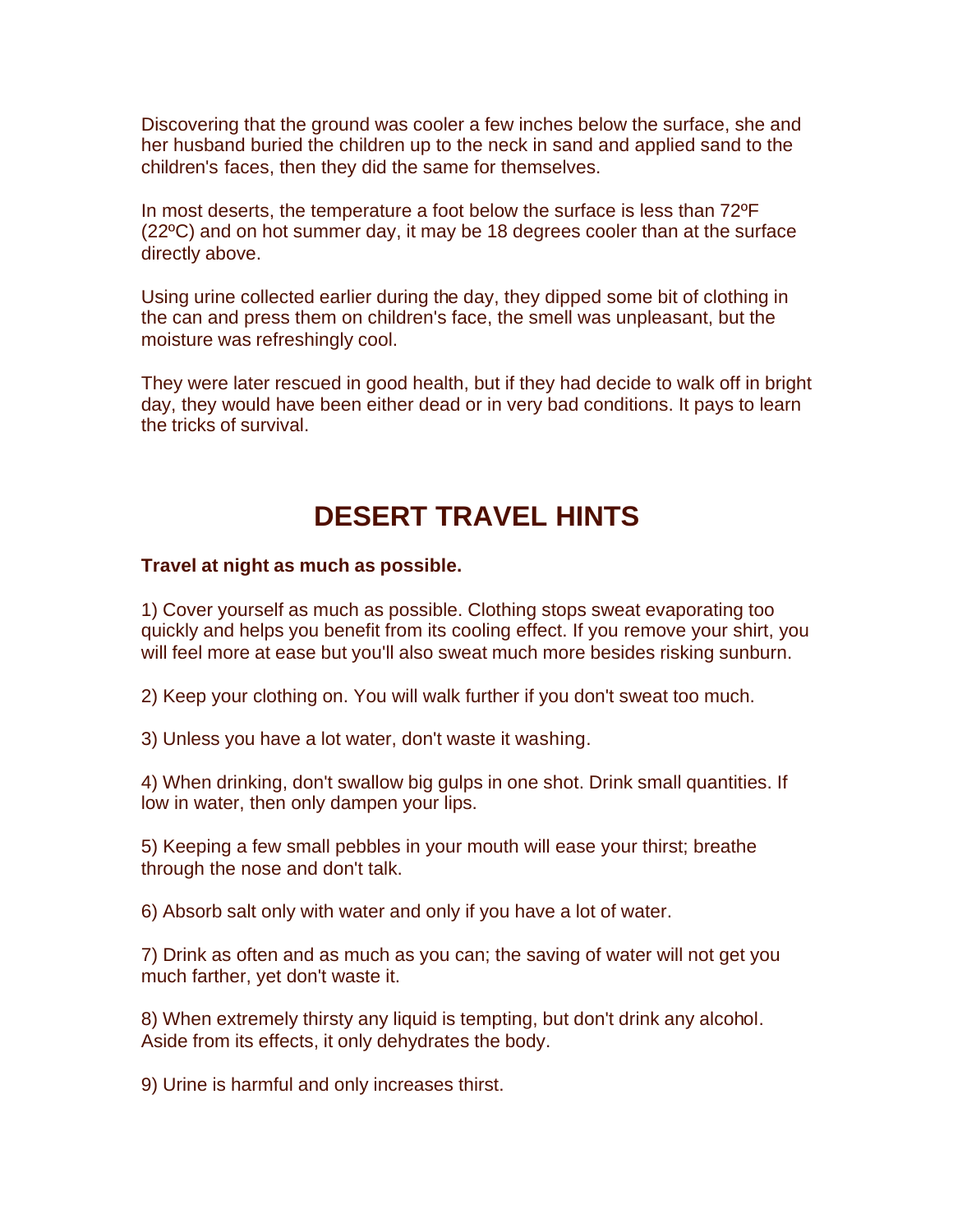Discovering that the ground was cooler a few inches below the surface, she and her husband buried the children up to the neck in sand and applied sand to the children's faces, then they did the same for themselves.

In most deserts, the temperature a foot below the surface is less than 72ºF (22ºC) and on hot summer day, it may be 18 degrees cooler than at the surface directly above.

Using urine collected earlier during the day, they dipped some bit of clothing in the can and press them on children's face, the smell was unpleasant, but the moisture was refreshingly cool.

They were later rescued in good health, but if they had decide to walk off in bright day, they would have been either dead or in very bad conditions. It pays to learn the tricks of survival.

## DESERT TRAVEL HINTS

**Travel at night as much as possible.**

1) Cover yourself as much as possible. Clothing stops sweat evaporating too quickly and helps you benefit from its cooling effect. If you remove your shirt, you will feel more at ease but you'll also sweat much more besides risking sunburn.

2) Keep your clothing on. You will walk further if you don't sweat too much.

3) Unless you have a lot water, don't waste it washing.

4) When drinking, don't swallow big gulps in one shot. Drink small quantities. If low in water, then only dampen your lips.

5) Keeping a few small pebbles in your mouth will ease your thirst; breathe through the nose and don't talk.

6) Absorb salt only with water and only if you have a lot of water.

7) Drink as often and as much as you can; the saving of water will not get you much farther, yet don't waste it.

8) When extremely thirsty any liquid is tempting, but don't drink any alcohol. Aside from its effects, it only dehydrates the body.

9) Urine is harmful and only increases thirst.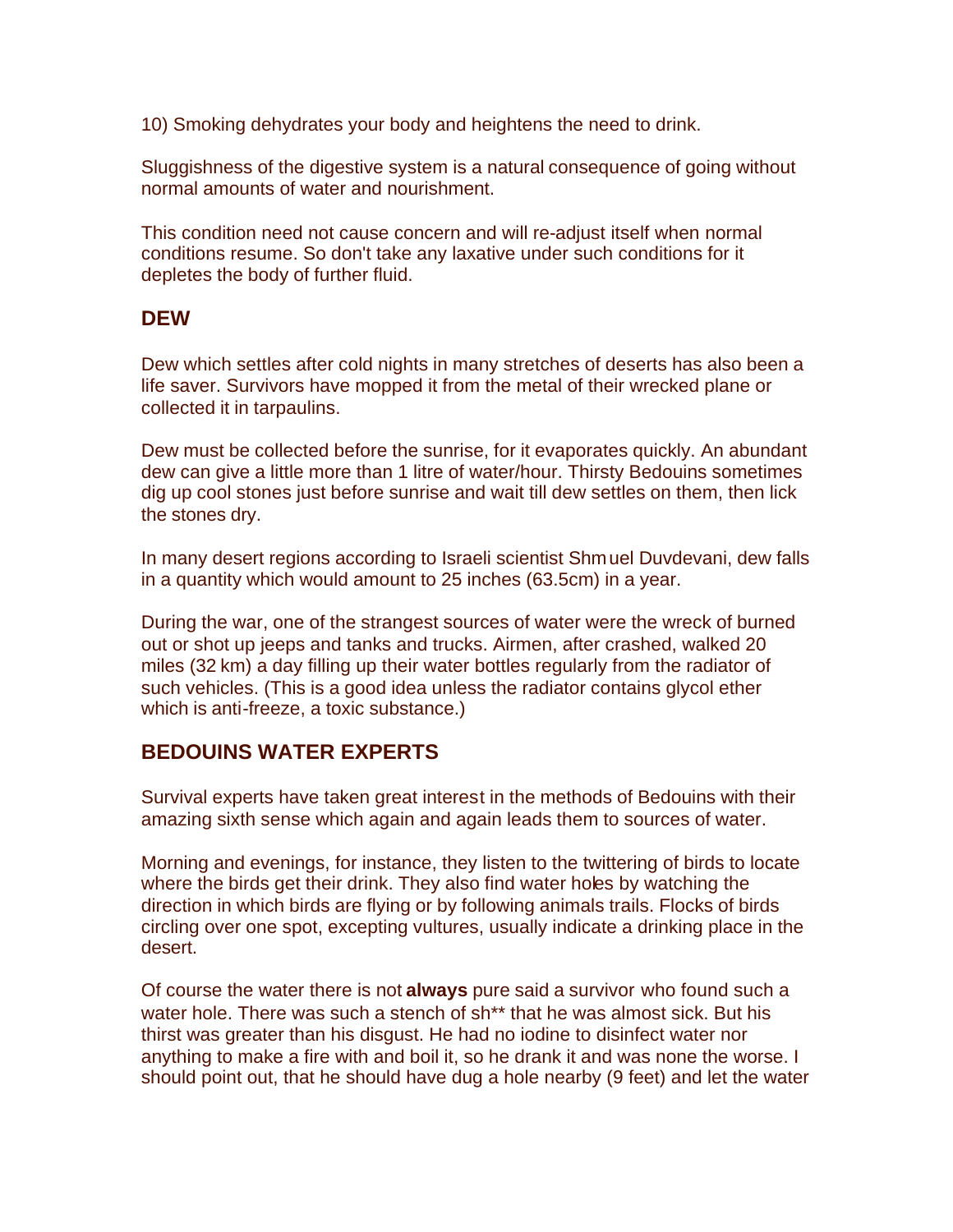10) Smoking dehydrates your body and heightens the need to drink.

Sluggishness of the digestive system is a natural consequence of going without normal amounts of water and nourishment.

This condition need not cause concern and will re-adjust itself when normal conditions resume. So don't take any laxative under such conditions for it depletes the body of further fluid.

## DEW

Dew which settles after cold nights in many stretches of deserts has also been a life saver. Survivors have mopped it from the metal of their wrecked plane or collected it in tarpaulins.

Dew must be collected before the sunrise, for it evaporates quickly. An abundant dew can give a little more than 1 litre of water/hour. Thirsty Bedouins sometimes dig up cool stones just before sunrise and wait till dew settles on them, then lick the stones dry.

In many desert regions according to Israeli scientist Shmuel Duvdevani, dew falls in a quantity which would amount to 25 inches (63.5cm) in a year.

During the war, one of the strangest sources of water were the wreck of burned out or shot up jeeps and tanks and trucks. Airmen, after crashed, walked 20 miles (32 km) a day filling up their water bottles regularly from the radiator of such vehicles. (This is a good idea unless the radiator contains glycol ether which is anti-freeze, a toxic substance.)

## BEDOUINS WATER EXPERTS

Survival experts have taken great interest in the methods of Bedouins with their amazing sixth sense which again and again leads them to sources of water.

Morning and evenings, for instance, they listen to the twittering of birds to locate where the birds get their drink. They also find water holes by watching the direction in which birds are flying or by following animals trails. Flocks of birds circling over one spot, excepting vultures, usually indicate a drinking place in the desert.

Of course the water there is not **always** pure said a survivor who found such a water hole. There was such a stench of sh** that he was almost sick. But his thirst was greater than his disgust. He had no iodine to disinfect water nor anything to make a fire with and boil it, so he drank it and was none the worse. I should point out, that he should have dug a hole nearby (9 feet) and let the water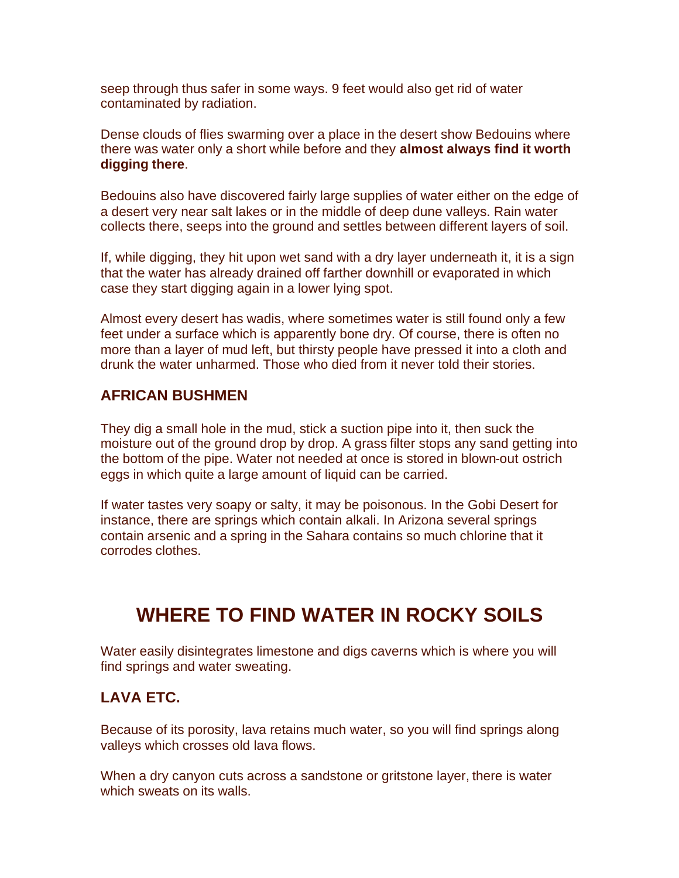seep through thus safer in some ways. 9 feet would also get rid of water contaminated by radiation.

Dense clouds of flies swarming over a place in the desert show Bedouins where there was water only a short while before and they **almost always find it worth digging there**.

Bedouins also have discovered fairly large supplies of water either on the edge of a desert very near salt lakes or in the middle of deep dune valleys. Rain water collects there, seeps into the ground and settles between different layers of soil.

If, while digging, they hit upon wet sand with a dry layer underneath it, it is a sign that the water has already drained off farther downhill or evaporated in which case they start digging again in a lower lying spot.

Almost every desert has wadis, where sometimes water is still found only a few feet under a surface which is apparently bone dry. Of course, there is often no more than a layer of mud left, but thirsty people have pressed it into a cloth and drunk the water unharmed. Those who died from it never told their stories.

### AFRICAN BUSHMEN

They dig a small hole in the mud, stick a suction pipe into it, then suck the moisture out of the ground drop by drop. A grass filter stops any sand getting into the bottom of the pipe. Water not needed at once is stored in blown-out ostrich eggs in which quite a large amount of liquid can be carried.

If water tastes very soapy or salty, it may be poisonous. In the Gobi Desert for instance, there are springs which contain alkali. In Arizona several springs contain arsenic and a spring in the Sahara contains so much chlorine that it corrodes clothes.

## WHERE TO FIND WATER IN ROCKY SOILS

Water easily disintegrates limestone and digs caverns which is where you will find springs and water sweating.

### LAVA ETC.

Because of its porosity, lava retains much water, so you will find springs along valleys which crosses old lava flows.

When a dry canyon cuts across a sandstone or gritstone layer, there is water which sweats on its walls.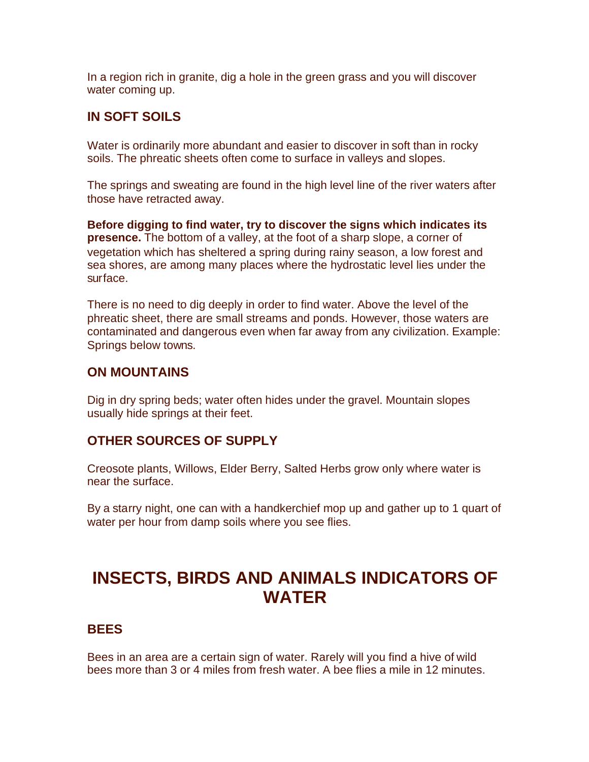In a region rich in granite, dig a hole in the green grass and you will discover water coming up.

### IN SOFT SOILS

Water is ordinarily more abundant and easier to discover in soft than in rocky soils. The phreatic sheets often come to surface in valleys and slopes.

The springs and sweating are found in the high level line of the river waters after those have retracted away.

**Before digging to find water, try to discover the signs which indicates its presence.** The bottom of a valley, at the foot of a sharp slope, a corner of vegetation which has sheltered a spring during rainy season, a low forest and sea shores, are among many places where the hydrostatic level lies under the surface.

There is no need to dig deeply in order to find water. Above the level of the phreatic sheet, there are small streams and ponds. However, those waters are contaminated and dangerous even when far away from any civilization. Example: Springs below towns.

### ON MOUNTAINS

Dig in dry spring beds; water often hides under the gravel. Mountain slopes usually hide springs at their feet.

### OTHER SOURCES OF SUPPLY

Creosote plants, Willows, Elder Berry, Salted Herbs grow only where water is near the surface.

By a starry night, one can with a handkerchief mop up and gather up to 1 quart of water per hour from damp soils where you see flies.

## INSECTS, BIRDS AND ANIMALS INDICATORS OF WATER

### BEES

Bees in an area are a certain sign of water. Rarely will you find a hive of wild bees more than 3 or 4 miles from fresh water. A bee flies a mile in 12 minutes.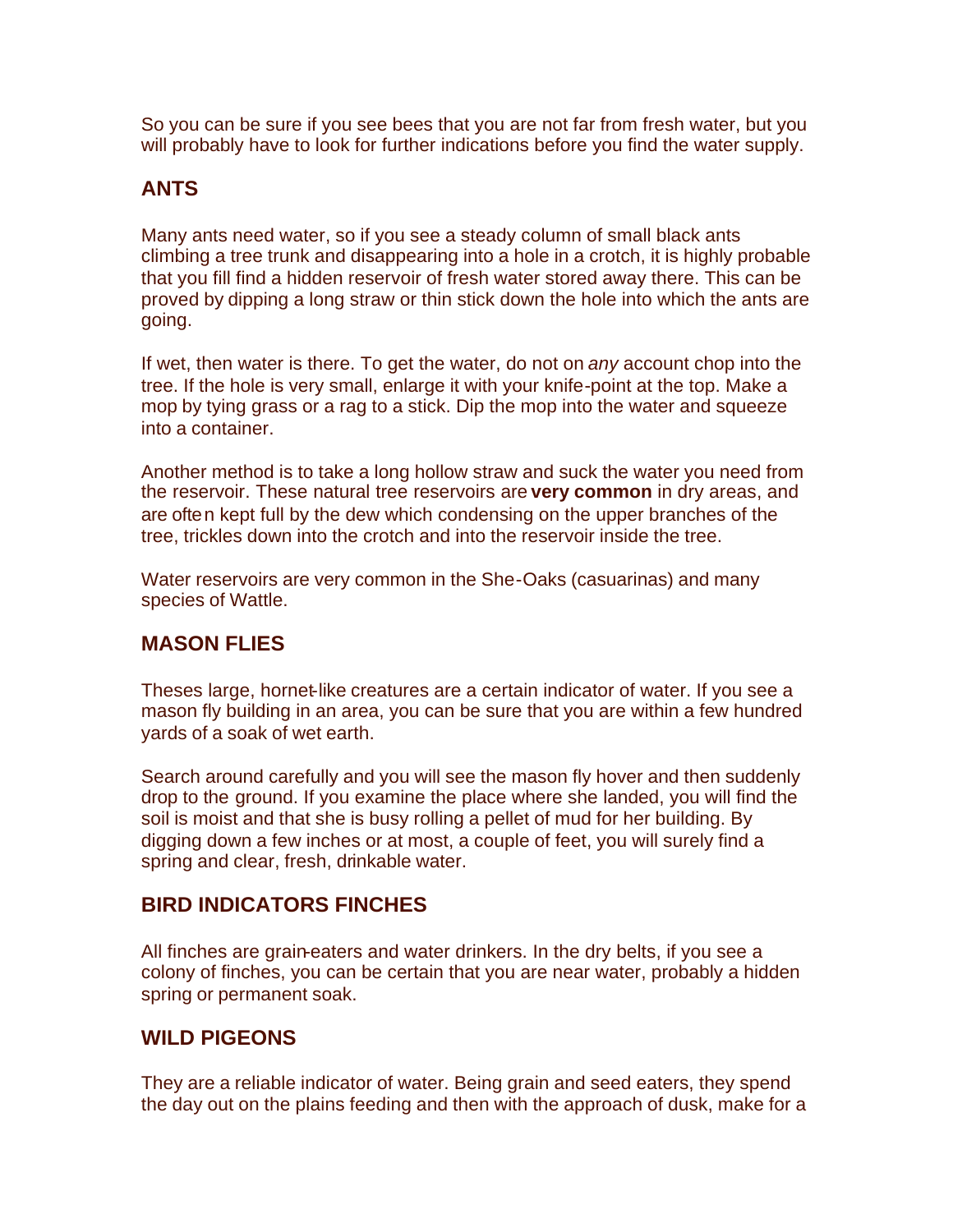So you can be sure if you see bees that you are not far from fresh water, but you will probably have to look for further indications before you find the water supply.

## ANTS

Many ants need water, so if you see a steady column of small black ants climbing a tree trunk and disappearing into a hole in a crotch, it is highly probable that you fill find a hidden reservoir of fresh water stored away there. This can be proved by dipping a long straw or thin stick down the hole into which the ants are going.

If wet, then water is there. To get the water, do not on *any* account chop into the tree. If the hole is very small, enlarge it with your knife-point at the top. Make a mop by tying grass or a rag to a stick. Dip the mop into the water and squeeze into a container.

Another method is to take a long hollow straw and suck the water you need from the reservoir. These natural tree reservoirs are **very common** in dry areas, and are often kept full by the dew which condensing on the upper branches of the tree, trickles down into the crotch and into the reservoir inside the tree.

Water reservoirs are very common in the She-Oaks (casuarinas) and many species of Wattle.

## MASON FLIES

Theses large, hornet-like creatures are a certain indicator of water. If you see a mason fly building in an area, you can be sure that you are within a few hundred yards of a soak of wet earth.

Search around carefully and you will see the mason fly hover and then suddenly drop to the ground. If you examine the place where she landed, you will find the soil is moist and that she is busy rolling a pellet of mud for her building. By digging down a few inches or at most, a couple of feet, you will surely find a spring and clear, fresh, drinkable water.

## BIRD INDICATORS FINCHES

All finches are grain-eaters and water drinkers. In the dry belts, if you see a colony of finches, you can be certain that you are near water, probably a hidden spring or permanent soak.

## WILD PIGEONS

They are a reliable indicator of water. Being grain and seed eaters, they spend the day out on the plains feeding and then with the approach of dusk, make for a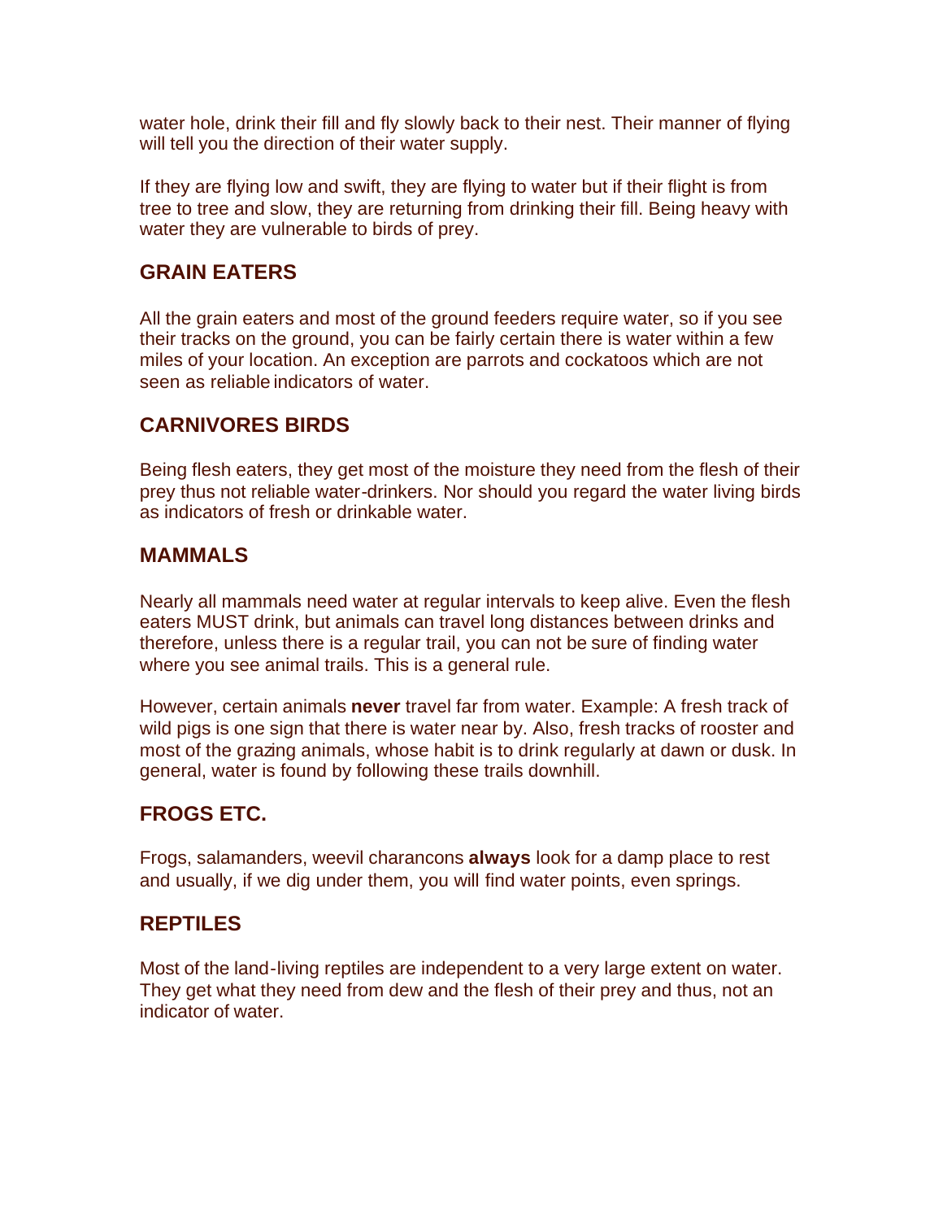water hole, drink their fill and fly slowly back to their nest. Their manner of flying will tell you the direction of their water supply.

If they are flying low and swift, they are flying to water but if their flight is from tree to tree and slow, they are returning from drinking their fill. Being heavy with water they are vulnerable to birds of prey.

## GRAIN EATERS

All the grain eaters and most of the ground feeders require water, so if you see their tracks on the ground, you can be fairly certain there is water within a few miles of your location. An exception are parrots and cockatoos which are not seen as reliable indicators of water.

## CARNIVORES BIRDS

Being flesh eaters, they get most of the moisture they need from the flesh of their prey thus not reliable water-drinkers. Nor should you regard the water living birds as indicators of fresh or drinkable water.

## MAMMALS

Nearly all mammals need water at regular intervals to keep alive. Even the flesh eaters MUST drink, but animals can travel long distances between drinks and therefore, unless there is a regular trail, you can not be sure of finding water where you see animal trails. This is a general rule.

However, certain animals **never** travel far from water. Example: A fresh track of wild pigs is one sign that there is water near by. Also, fresh tracks of rooster and most of the grazing animals, whose habit is to drink regularly at dawn or dusk. In general, water is found by following these trails downhill.

## FROGS ETC.

Frogs, salamanders, weevil charancons **always** look for a damp place to rest and usually, if we dig under them, you will find water points, even springs.

## REPTILES

Most of the land-living reptiles are independent to a very large extent on water. They get what they need from dew and the flesh of their prey and thus, not an indicator of water.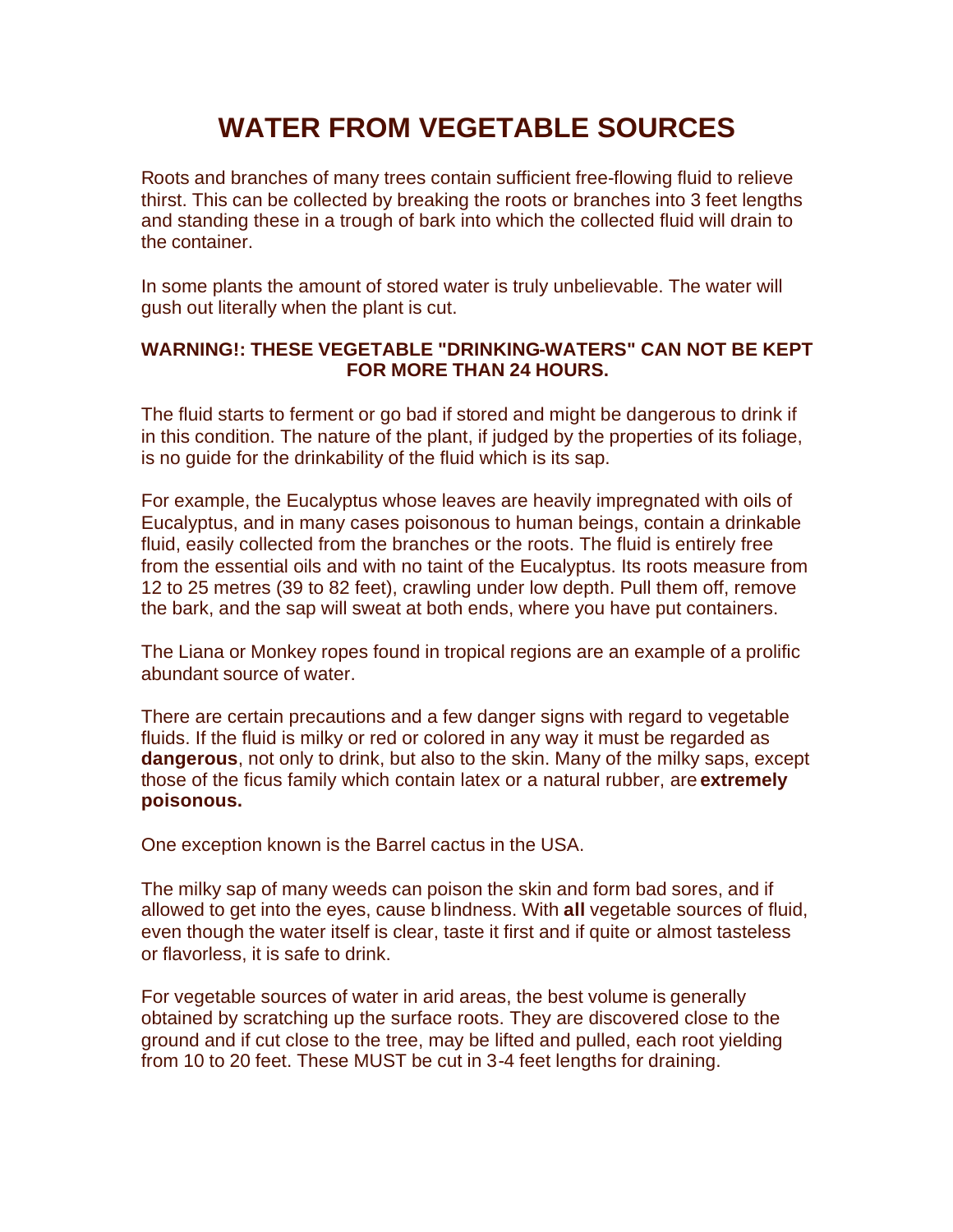# WATER FROM VEGETABLE SOURCES

Roots and branches of many trees contain sufficient free-flowing fluid to relieve thirst. This can be collected by breaking the roots or branches into 3 feet lengths and standing these in a trough of bark into which the collected fluid will drain to the container.

In some plants the amount of stored water is truly unbelievable. The water will gush out literally when the plant is cut.

**WARNING!: THESE VEGETABLE "DRINKING-WATERS" CAN NOT BE KEPT FOR MORE THAN 24 HOURS.**

The fluid starts to ferment or go bad if stored and might be dangerous to drink if in this condition. The nature of the plant, if judged by the properties of its foliage, is no guide for the drinkability of the fluid which is its sap.

For example, the Eucalyptus whose leaves are heavily impregnated with oils of Eucalyptus, and in many cases poisonous to human beings, contain a drinkable fluid, easily collected from the branches or the roots. The fluid is entirely free from the essential oils and with no taint of the Eucalyptus. Its roots measure from 12 to 25 metres (39 to 82 feet), crawling under low depth. Pull them off, remove the bark, and the sap will sweat at both ends, where you have put containers.

The Liana or Monkey ropes found in tropical regions are an example of a prolific abundant source of water.

There are certain precautions and a few danger signs with regard to vegetable fluids. If the fluid is milky or red or colored in any way it must be regarded as **dangerous**, not only to drink, but also to the skin. Many of the milky saps, except those of the ficus family which contain latex or a natural rubber, are **extremely poisonous.**

One exception known is the Barrel cactus in the USA.

The milky sap of many weeds can poison the skin and form bad sores, and if allowed to get into the eyes, cause blindness. With **all** vegetable sources of fluid, even though the water itself is clear, taste it first and if quite or almost tasteless or flavorless, it is safe to drink.

For vegetable sources of water in arid areas, the best volume is generally obtained by scratching up the surface roots. They are discovered close to the ground and if cut close to the tree, may be lifted and pulled, each root yielding from 10 to 20 feet. These MUST be cut in 3-4 feet lengths for draining.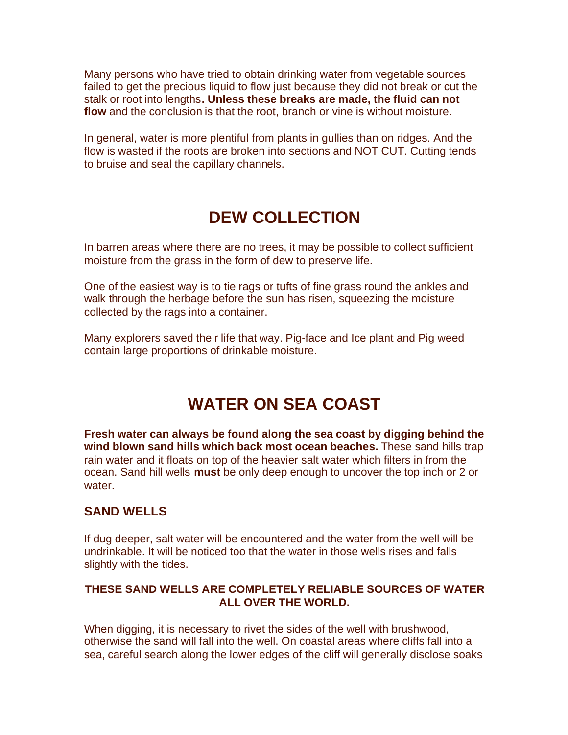Many persons who have tried to obtain drinking water from vegetable sources failed to get the precious liquid to flow just because they did not break or cut the stalk or root into lengths**. Unless these breaks are made, the fluid can not flow** and the conclusion is that the root, branch or vine is without moisture.

In general, water is more plentiful from plants in gullies than on ridges. And the flow is wasted if the roots are broken into sections and NOT CUT. Cutting tends to bruise and seal the capillary channels.

# DEW COLLECTION

In barren areas where there are no trees, it may be possible to collect sufficient moisture from the grass in the form of dew to preserve life.

One of the easiest way is to tie rags or tufts of fine grass round the ankles and walk through the herbage before the sun has risen, squeezing the moisture collected by the rags into a container.

Many explorers saved their life that way. Pig-face and Ice plant and Pig weed contain large proportions of drinkable moisture.

# WATER ON SEA COAST

**Fresh water can always be found along the sea coast by digging behind the wind blown sand hills which back most ocean beaches.** These sand hills trap rain water and it floats on top of the heavier salt water which filters in from the ocean. Sand hill wells **must** be only deep enough to uncover the top inch or 2 or water.

### SAND WELLS

If dug deeper, salt water will be encountered and the water from the well will be undrinkable. It will be noticed too that the water in those wells rises and falls slightly with the tides.

**THESE SAND WELLS ARE COMPLETELY RELIABLE SOURCES OF WATER ALL OVER THE WORLD.**

When digging, it is necessary to rivet the sides of the well with brushwood, otherwise the sand will fall into the well. On coastal areas where cliffs fall into a sea, careful search along the lower edges of the cliff will generally disclose soaks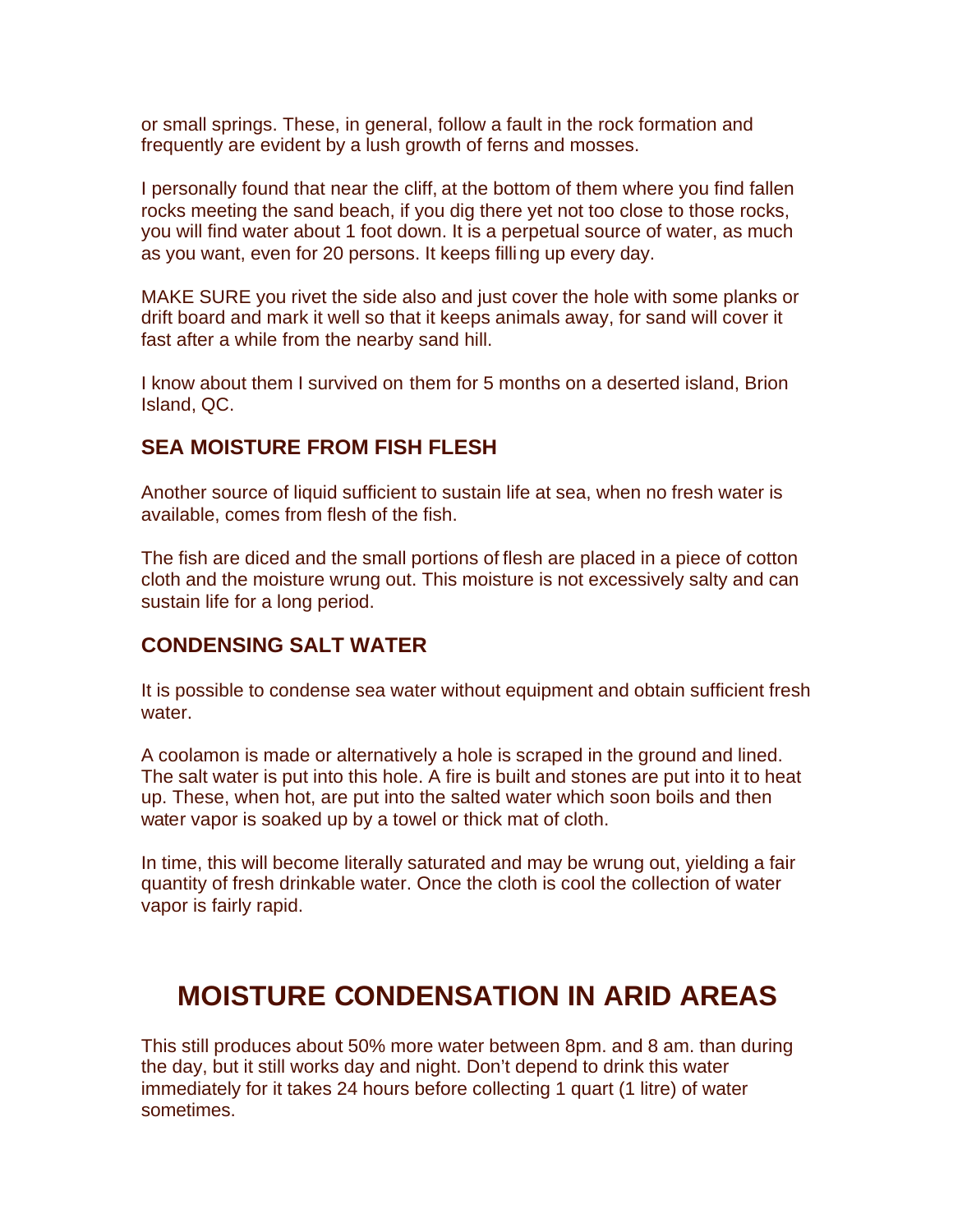or small springs. These, in general, follow a fault in the rock formation and frequently are evident by a lush growth of ferns and mosses.

I personally found that near the cliff, at the bottom of them where you find fallen rocks meeting the sand beach, if you dig there yet not too close to those rocks, you will find water about 1 foot down. It is a perpetual source of water, as much as you want, even for 20 persons. It keeps filling up every day.

MAKE SURE you rivet the side also and just cover the hole with some planks or drift board and mark it well so that it keeps animals away, for sand will cover it fast after a while from the nearby sand hill.

I know about them I survived on them for 5 months on a deserted island, Brion Island, QC.

### SEA MOISTURE FROM FISH FLESH

Another source of liquid sufficient to sustain life at sea, when no fresh water is available, comes from flesh of the fish.

The fish are diced and the small portions of flesh are placed in a piece of cotton cloth and the moisture wrung out. This moisture is not excessively salty and can sustain life for a long period.

### CONDENSING SALT WATER

It is possible to condense sea water without equipment and obtain sufficient fresh water.

A coolamon is made or alternatively a hole is scraped in the ground and lined. The salt water is put into this hole. A fire is built and stones are put into it to heat up. These, when hot, are put into the salted water which soon boils and then water vapor is soaked up by a towel or thick mat of cloth.

In time, this will become literally saturated and may be wrung out, yielding a fair quantity of fresh drinkable water. Once the cloth is cool the collection of water vapor is fairly rapid.

## MOISTURE CONDENSATION IN ARID AREAS

This still produces about 50% more water between 8pm. and 8 am. than during the day, but it still works day and night. Don't depend to drink this water immediately for it takes 24 hours before collecting 1 quart (1 litre) of water sometimes.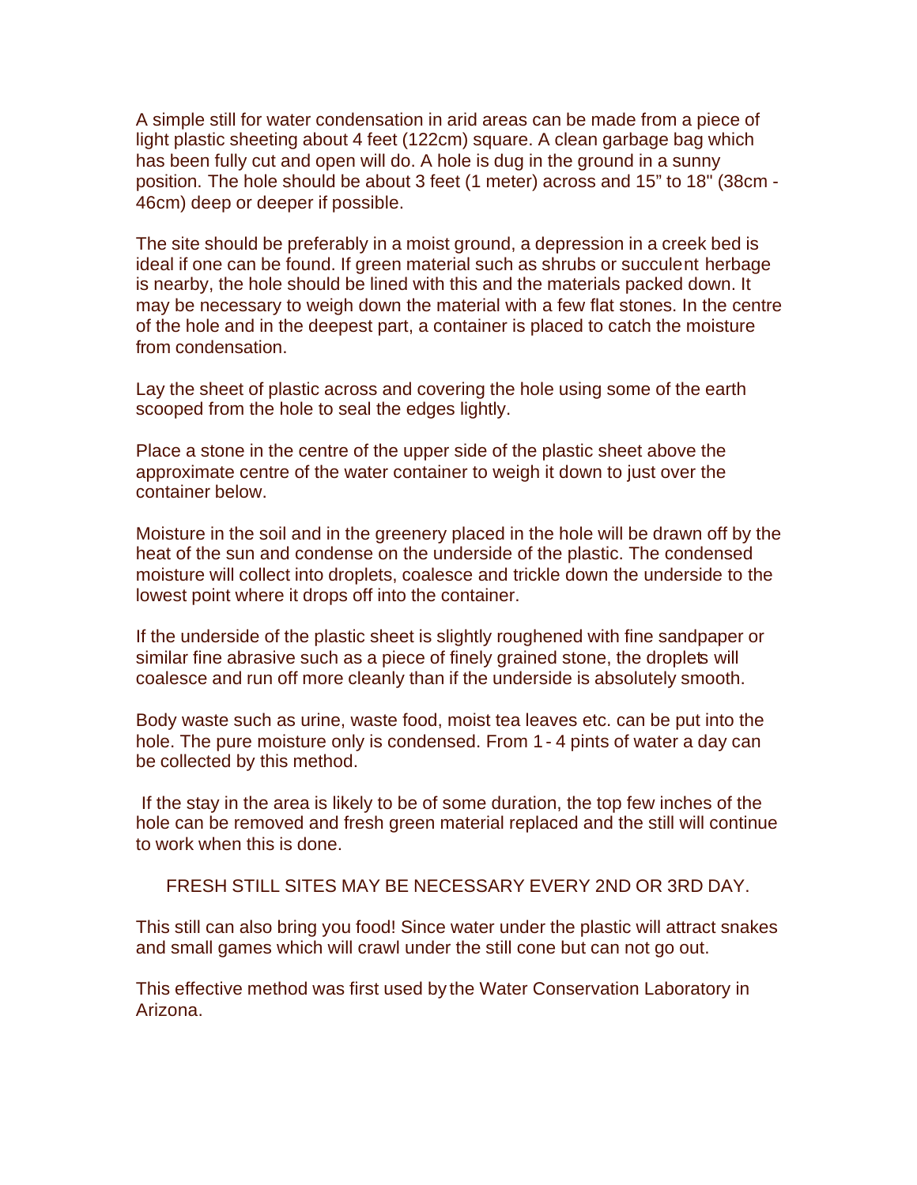A simple still for water condensation in arid areas can be made from a piece of light plastic sheeting about 4 feet (122cm) square. A clean garbage bag which has been fully cut and open will do. A hole is dug in the ground in a sunny position. The hole should be about 3 feet (1 meter) across and 15” to 18" (38cm - 46cm) deep or deeper if possible.

The site should be preferably in a moist ground, a depression in a creek bed is ideal if one can be found. If green material such as shrubs or succulent herbage is nearby, the hole should be lined with this and the materials packed down. It may be necessary to weigh down the material with a few flat stones. In the centre of the hole and in the deepest part, a container is placed to catch the moisture from condensation.

Lay the sheet of plastic across and covering the hole using some of the earth scooped from the hole to seal the edges lightly.

Place a stone in the centre of the upper side of the plastic sheet above the approximate centre of the water container to weigh it down to just over the container below.

Moisture in the soil and in the greenery placed in the hole will be drawn off by the heat of the sun and condense on the underside of the plastic. The condensed moisture will collect into droplets, coalesce and trickle down the underside to the lowest point where it drops off into the container.

If the underside of the plastic sheet is slightly roughened with fine sandpaper or similar fine abrasive such as a piece of finely grained stone, the droplets will coalesce and run off more cleanly than if the underside is absolutely smooth.

Body waste such as urine, waste food, moist tea leaves etc. can be put into the hole. The pure moisture only is condensed. From 1 - 4 pints of water a day can be collected by this method.

If the stay in the area is likely to be of some duration, the top few inches of the hole can be removed and fresh green material replaced and the still will continue to work when this is done.

FRESH STILL SITES MAY BE NECESSARY EVERY 2ND OR 3RD DAY.

This still can also bring you food! Since water under the plastic will attract snakes and small games which will crawl under the still cone but can not go out.

This effective method was first used by the Water Conservation Laboratory in Arizona.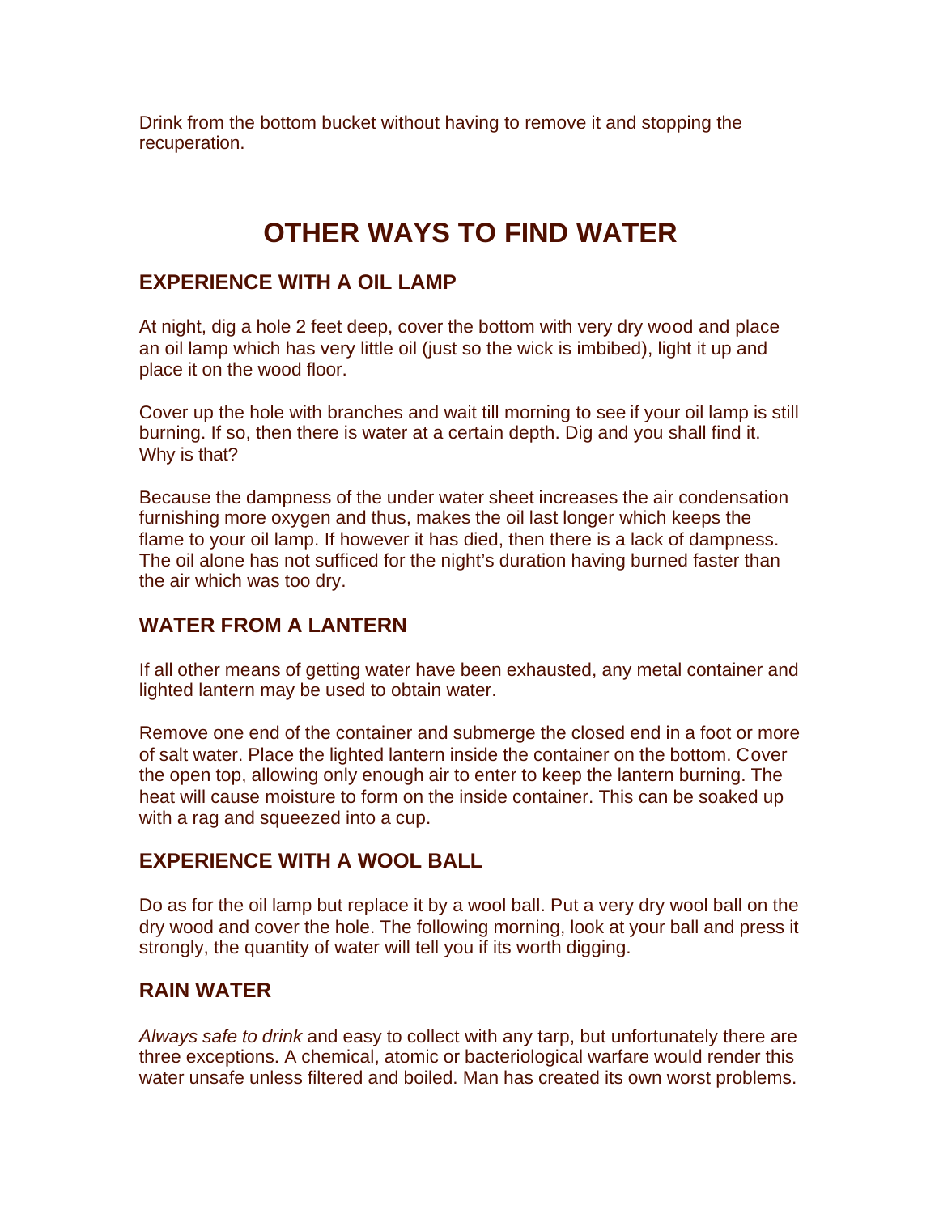Drink from the bottom bucket without having to remove it and stopping the recuperation.

# OTHER WAYS TO FIND WATER

## EXPERIENCE WITH A OIL LAMP

At night, dig a hole 2 feet deep, cover the bottom with very dry wood and place an oil lamp which has very little oil (just so the wick is imbibed), light it up and place it on the wood floor.

Cover up the hole with branches and wait till morning to see if your oil lamp is still burning. If so, then there is water at a certain depth. Dig and you shall find it. Why is that?

Because the dampness of the under water sheet increases the air condensation furnishing more oxygen and thus, makes the oil last longer which keeps the flame to your oil lamp. If however it has died, then there is a lack of dampness. The oil alone has not sufficed for the night's duration having burned faster than the air which was too dry.

## WATER FROM A LANTERN

If all other means of getting water have been exhausted, any metal container and lighted lantern may be used to obtain water.

Remove one end of the container and submerge the closed end in a foot or more of salt water. Place the lighted lantern inside the container on the bottom. Cover the open top, allowing only enough air to enter to keep the lantern burning. The heat will cause moisture to form on the inside container. This can be soaked up with a rag and squeezed into a cup.

## EXPERIENCE WITH A WOOL BALL

Do as for the oil lamp but replace it by a wool ball. Put a very dry wool ball on the dry wood and cover the hole. The following morning, look at your ball and press it strongly, the quantity of water will tell you if its worth digging.

## RAIN WATER

*Always safe to drink* and easy to collect with any tarp, but unfortunately there are three exceptions. A chemical, atomic or bacteriological warfare would render this water unsafe unless filtered and boiled. Man has created its own worst problems.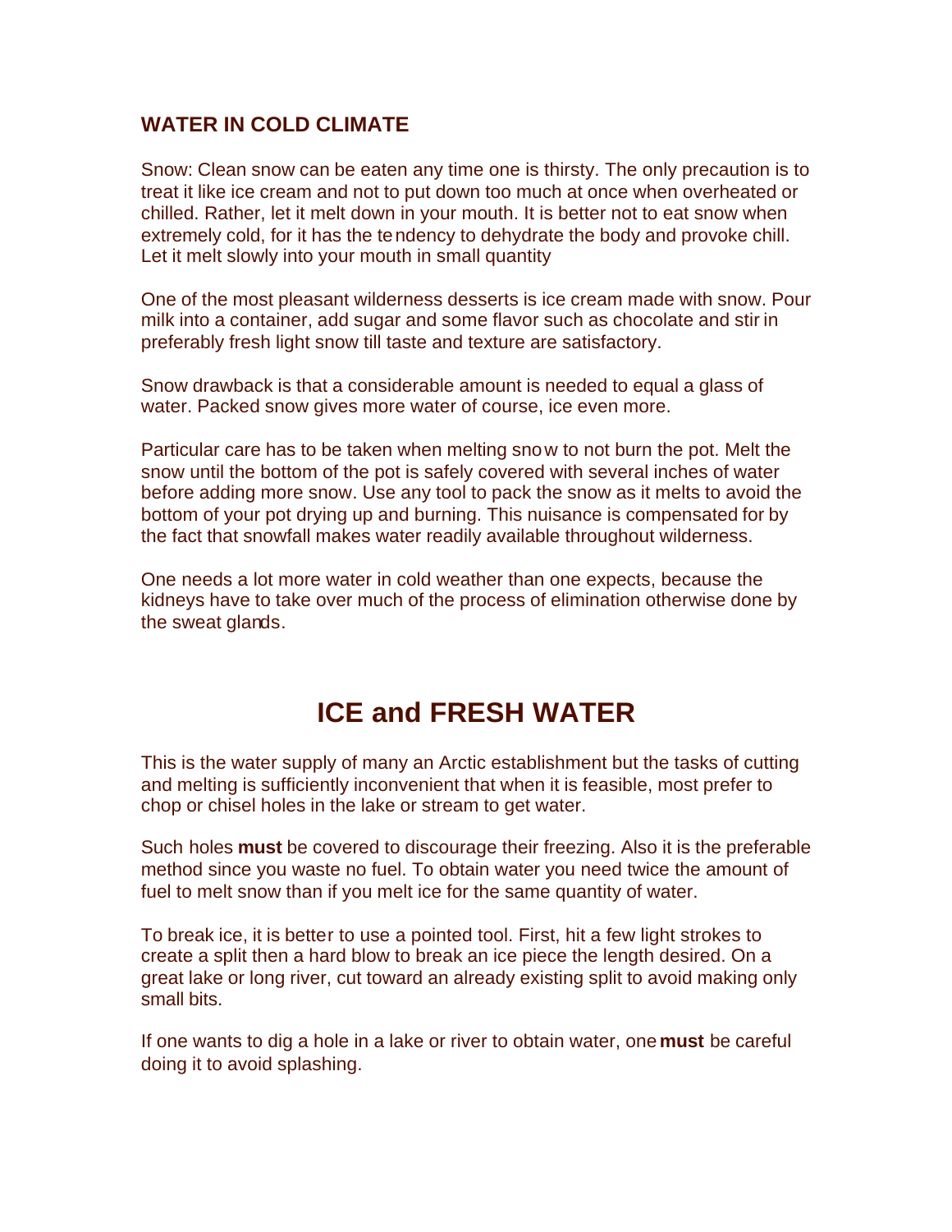### WATER IN COLD CLIMATE

Snow: Clean snow can be eaten any time one is thirsty. The only precaution is to treat it like ice cream and not to put down too much at once when overheated or chilled. Rather, let it melt down in your mouth. It is better not to eat snow when extremely cold, for it has the tendency to dehydrate the body and provoke chill. Let it melt slowly into your mouth in small quantity

One of the most pleasant wilderness desserts is ice cream made with snow. Pour milk into a container, add sugar and some flavor such as chocolate and stir in preferably fresh light snow till taste and texture are satisfactory.

Snow drawback is that a considerable amount is needed to equal a glass of water. Packed snow gives more water of course, ice even more.

Particular care has to be taken when melting snow to not burn the pot. Melt the snow until the bottom of the pot is safely covered with several inches of water before adding more snow. Use any tool to pack the snow as it melts to avoid the bottom of your pot drying up and burning. This nuisance is compensated for by the fact that snowfall makes water readily available throughout wilderness.

One needs a lot more water in cold weather than one expects, because the kidneys have to take over much of the process of elimination otherwise done by the sweat glands.

## ICE and FRESH WATER

This is the water supply of many an Arctic establishment but the tasks of cutting and melting is sufficiently inconvenient that when it is feasible, most prefer to chop or chisel holes in the lake or stream to get water.

Such holes **must** be covered to discourage their freezing. Also it is the preferable method since you waste no fuel. To obtain water you need twice the amount of fuel to melt snow than if you melt ice for the same quantity of water.

To break ice, it is better to use a pointed tool. First, hit a few light strokes to create a split then a hard blow to break an ice piece the length desired. On a great lake or long river, cut toward an already existing split to avoid making only small bits.

If one wants to dig a hole in a lake or river to obtain water, one **must** be careful doing it to avoid splashing.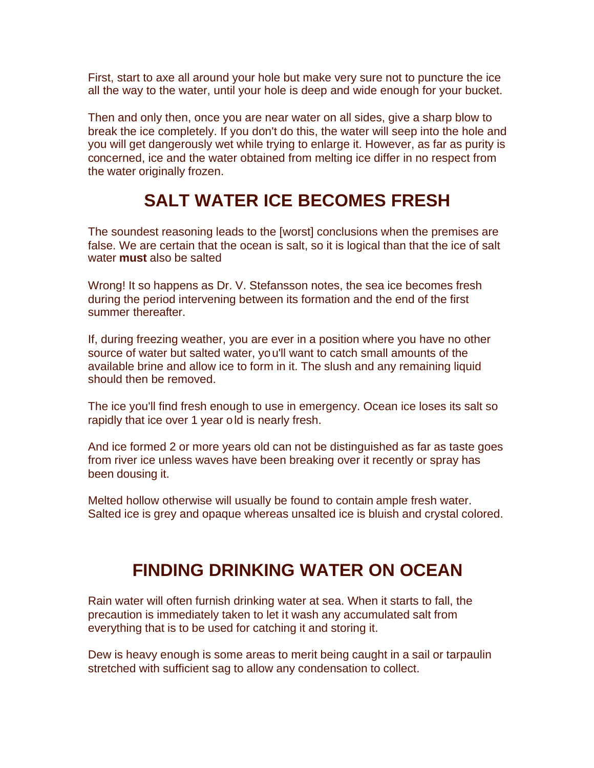First, start to axe all around your hole but make very sure not to puncture the ice all the way to the water, until your hole is deep and wide enough for your bucket.

Then and only then, once you are near water on all sides, give a sharp blow to break the ice completely. If you don't do this, the water will seep into the hole and you will get dangerously wet while trying to enlarge it. However, as far as purity is concerned, ice and the water obtained from melting ice differ in no respect from the water originally frozen.

## SALT WATER ICE BECOMES FRESH

The soundest reasoning leads to the [worst] conclusions when the premises are false. We are certain that the ocean is salt, so it is logical than that the ice of salt water **must** also be salted

Wrong! It so happens as Dr. V. Stefansson notes, the sea ice becomes fresh during the period intervening between its formation and the end of the first summer thereafter.

If, during freezing weather, you are ever in a position where you have no other source of water but salted water, you'll want to catch small amounts of the available brine and allow ice to form in it. The slush and any remaining liquid should then be removed.

The ice you'll find fresh enough to use in emergency. Ocean ice loses its salt so rapidly that ice over 1 year old is nearly fresh.

And ice formed 2 or more years old can not be distinguished as far as taste goes from river ice unless waves have been breaking over it recently or spray has been dousing it.

Melted hollow otherwise will usually be found to contain ample fresh water. Salted ice is grey and opaque whereas unsalted ice is bluish and crystal colored.

## FINDING DRINKING WATER ON OCEAN

Rain water will often furnish drinking water at sea. When it starts to fall, the precaution is immediately taken to let it wash any accumulated salt from everything that is to be used for catching it and storing it.

Dew is heavy enough is some areas to merit being caught in a sail or tarpaulin stretched with sufficient sag to allow any condensation to collect.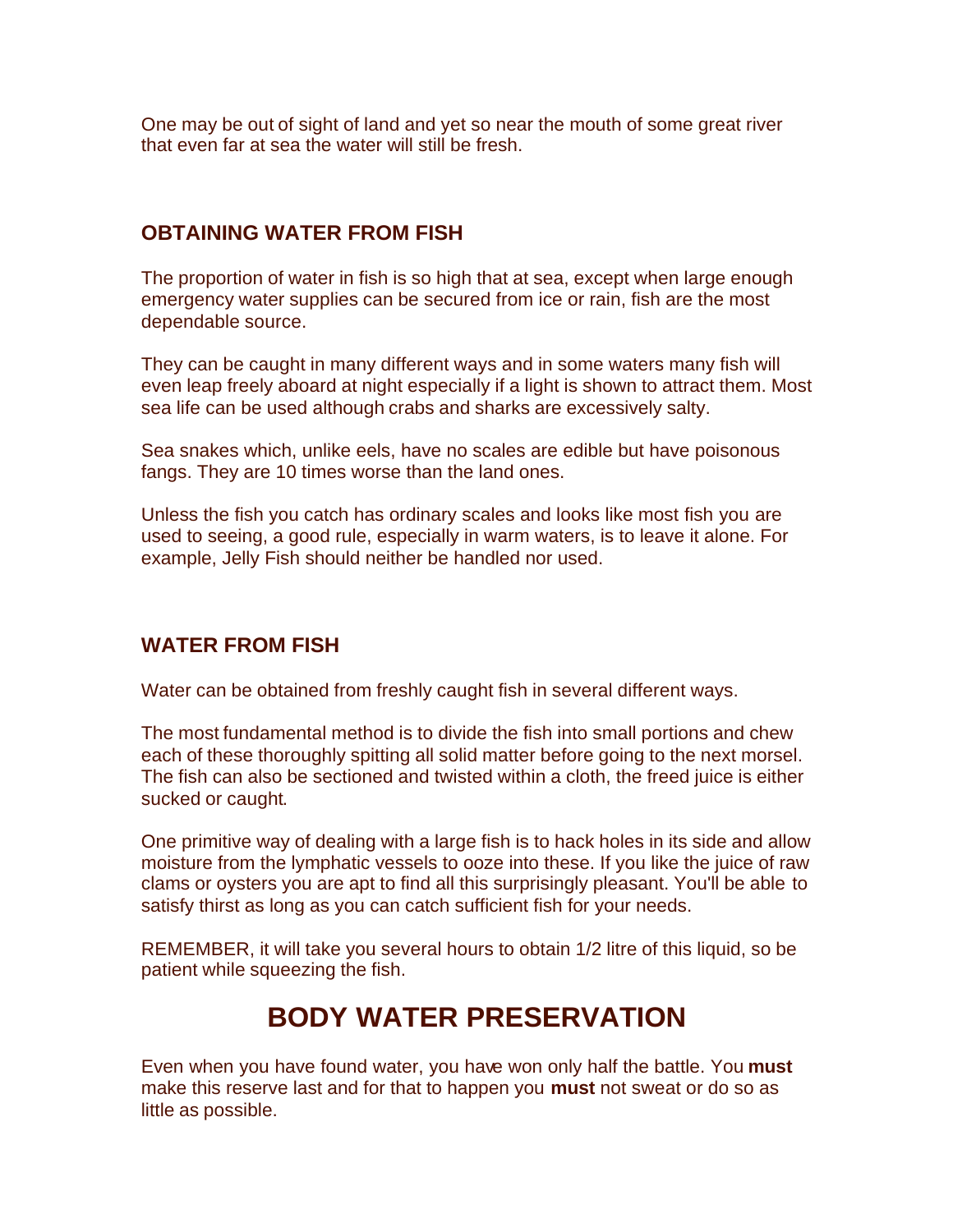One may be out of sight of land and yet so near the mouth of some great river that even far at sea the water will still be fresh.

### OBTAINING WATER FROM FISH

The proportion of water in fish is so high that at sea, except when large enough emergency water supplies can be secured from ice or rain, fish are the most dependable source.

They can be caught in many different ways and in some waters many fish will even leap freely aboard at night especially if a light is shown to attract them. Most sea life can be used although crabs and sharks are excessively salty.

Sea snakes which, unlike eels, have no scales are edible but have poisonous fangs. They are 10 times worse than the land ones.

Unless the fish you catch has ordinary scales and looks like most fish you are used to seeing, a good rule, especially in warm waters, is to leave it alone. For example, Jelly Fish should neither be handled nor used.

### WATER FROM FISH

Water can be obtained from freshly caught fish in several different ways.

The most fundamental method is to divide the fish into small portions and chew each of these thoroughly spitting all solid matter before going to the next morsel. The fish can also be sectioned and twisted within a cloth, the freed juice is either sucked or caught.

One primitive way of dealing with a large fish is to hack holes in its side and allow moisture from the lymphatic vessels to ooze into these. If you like the juice of raw clams or oysters you are apt to find all this surprisingly pleasant. You'll be able to satisfy thirst as long as you can catch sufficient fish for your needs.

REMEMBER, it will take you several hours to obtain 1/2 litre of this liquid, so be patient while squeezing the fish.

## BODY WATER PRESERVATION

Even when you have found water, you have won only half the battle. You **must** make this reserve last and for that to happen you **must** not sweat or do so as little as possible.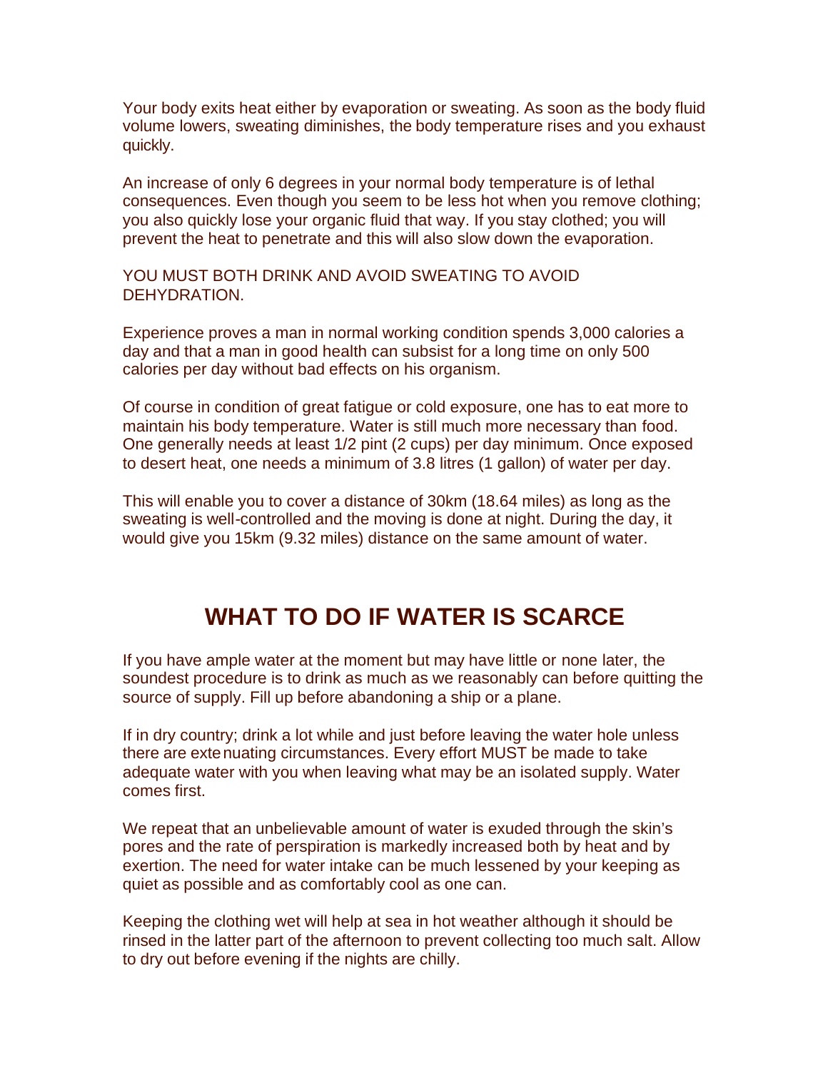Your body exits heat either by evaporation or sweating. As soon as the body fluid volume lowers, sweating diminishes, the body temperature rises and you exhaust quickly.

An increase of only 6 degrees in your normal body temperature is of lethal consequences. Even though you seem to be less hot when you remove clothing; you also quickly lose your organic fluid that way. If you stay clothed; you will prevent the heat to penetrate and this will also slow down the evaporation.

YOU MUST BOTH DRINK AND AVOID SWEATING TO AVOID DEHYDRATION.

Experience proves a man in normal working condition spends 3,000 calories a day and that a man in good health can subsist for a long time on only 500 calories per day without bad effects on his organism.

Of course in condition of great fatigue or cold exposure, one has to eat more to maintain his body temperature. Water is still much more necessary than food. One generally needs at least 1/2 pint (2 cups) per day minimum. Once exposed to desert heat, one needs a minimum of 3.8 litres (1 gallon) of water per day.

This will enable you to cover a distance of 30km (18.64 miles) as long as the sweating is well-controlled and the moving is done at night. During the day, it would give you 15km (9.32 miles) distance on the same amount of water.

# WHAT TO DO IF WATER IS SCARCE

If you have ample water at the moment but may have little or none later, the soundest procedure is to drink as much as we reasonably can before quitting the source of supply. Fill up before abandoning a ship or a plane.

If in dry country; drink a lot while and just before leaving the water hole unless there are extenuating circumstances. Every effort MUST be made to take adequate water with you when leaving what may be an isolated supply. Water comes first.

We repeat that an unbelievable amount of water is exuded through the skin's pores and the rate of perspiration is markedly increased both by heat and by exertion. The need for water intake can be much lessened by your keeping as quiet as possible and as comfortably cool as one can.

Keeping the clothing wet will help at sea in hot weather although it should be rinsed in the latter part of the afternoon to prevent collecting too much salt. Allow to dry out before evening if the nights are chilly.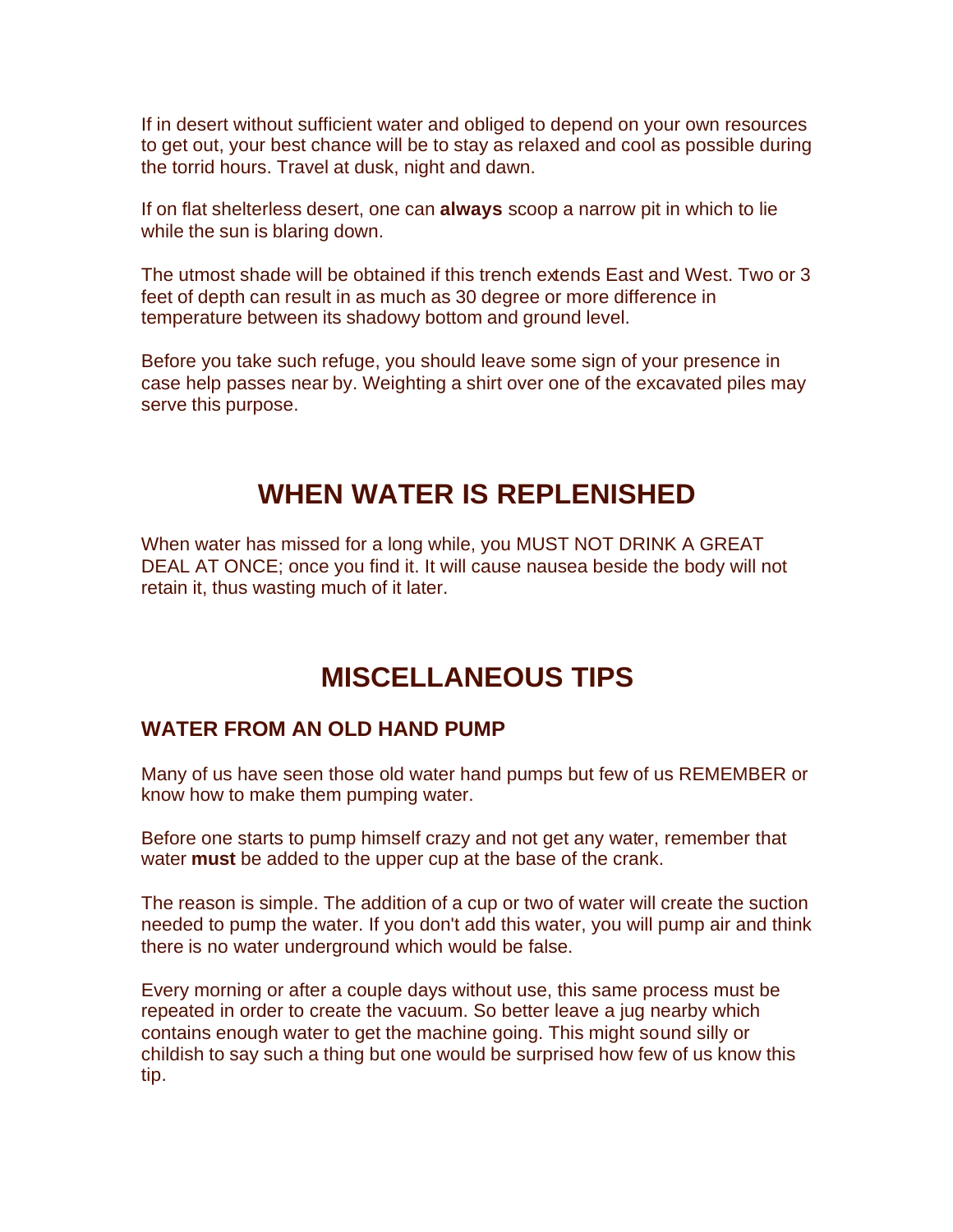If in desert without sufficient water and obliged to depend on your own resources to get out, your best chance will be to stay as relaxed and cool as possible during the torrid hours. Travel at dusk, night and dawn.

If on flat shelterless desert, one can **always** scoop a narrow pit in which to lie while the sun is blaring down.

The utmost shade will be obtained if this trench extends East and West. Two or 3 feet of depth can result in as much as 30 degree or more difference in temperature between its shadowy bottom and ground level.

Before you take such refuge, you should leave some sign of your presence in case help passes near by. Weighting a shirt over one of the excavated piles may serve this purpose.

# WHEN WATER IS REPLENISHED

When water has missed for a long while, you MUST NOT DRINK A GREAT DEAL AT ONCE; once you find it. It will cause nausea beside the body will not retain it, thus wasting much of it later.

# MISCELLANEOUS TIPS

## WATER FROM AN OLD HAND PUMP

Many of us have seen those old water hand pumps but few of us REMEMBER or know how to make them pumping water.

Before one starts to pump himself crazy and not get any water, remember that water **must** be added to the upper cup at the base of the crank.

The reason is simple. The addition of a cup or two of water will create the suction needed to pump the water. If you don't add this water, you will pump air and think there is no water underground which would be false.

Every morning or after a couple days without use, this same process must be repeated in order to create the vacuum. So better leave a jug nearby which contains enough water to get the machine going. This might sound silly or childish to say such a thing but one would be surprised how few of us know this tip.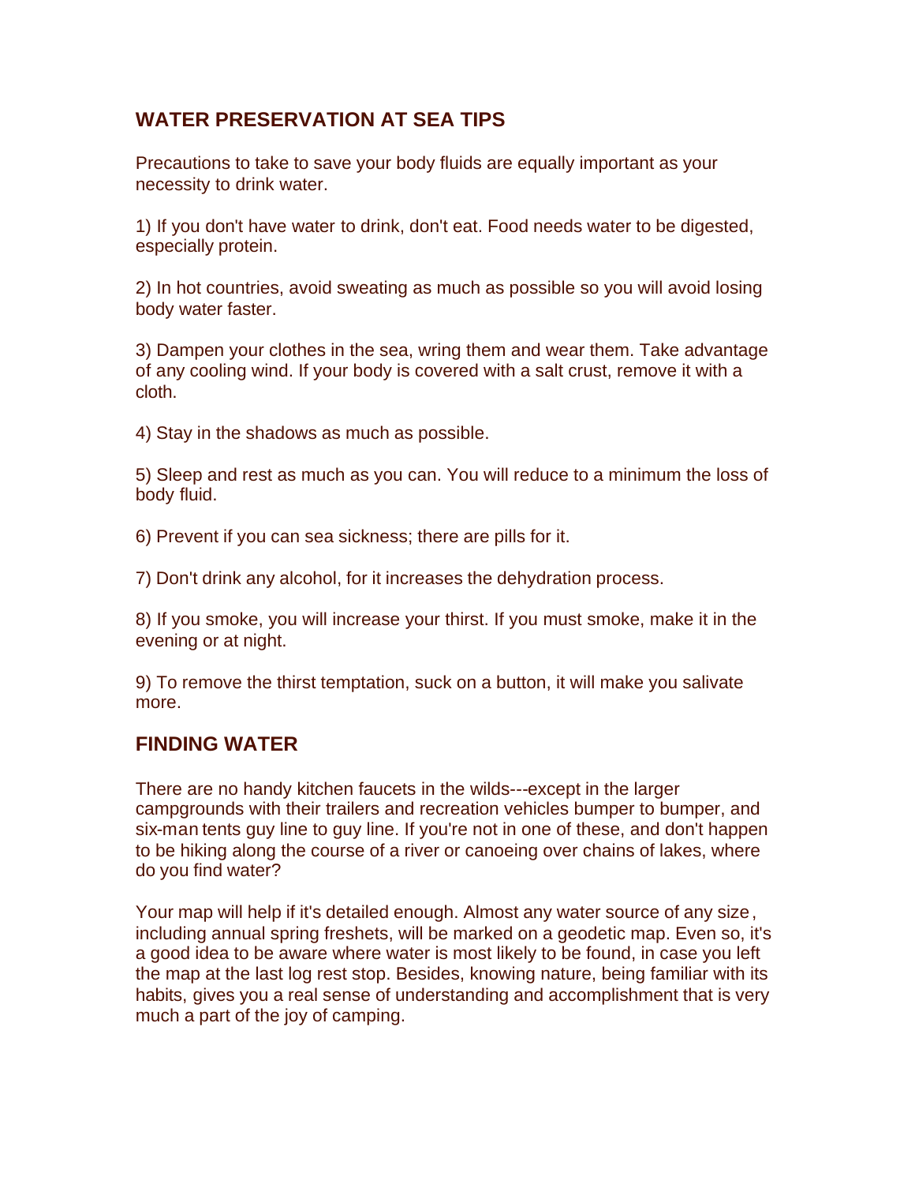## WATER PRESERVATION AT SEA TIPS

Precautions to take to save your body fluids are equally important as your necessity to drink water.

1) If you don't have water to drink, don't eat. Food needs water to be digested, especially protein.

2) In hot countries, avoid sweating as much as possible so you will avoid losing body water faster.

3) Dampen your clothes in the sea, wring them and wear them. Take advantage of any cooling wind. If your body is covered with a salt crust, remove it with a cloth.

4) Stay in the shadows as much as possible.

5) Sleep and rest as much as you can. You will reduce to a minimum the loss of body fluid.

6) Prevent if you can sea sickness; there are pills for it.

7) Don't drink any alcohol, for it increases the dehydration process.

8) If you smoke, you will increase your thirst. If you must smoke, make it in the evening or at night.

9) To remove the thirst temptation, suck on a button, it will make you salivate more.

## FINDING WATER

There are no handy kitchen faucets in the wilds---except in the larger campgrounds with their trailers and recreation vehicles bumper to bumper, and six-man tents guy line to guy line. If you're not in one of these, and don't happen to be hiking along the course of a river or canoeing over chains of lakes, where do you find water?

Your map will help if it's detailed enough. Almost any water source of any size, including annual spring freshets, will be marked on a geodetic map. Even so, it's a good idea to be aware where water is most likely to be found, in case you left the map at the last log rest stop. Besides, knowing nature, being familiar with its habits, gives you a real sense of understanding and accomplishment that is very much a part of the joy of camping.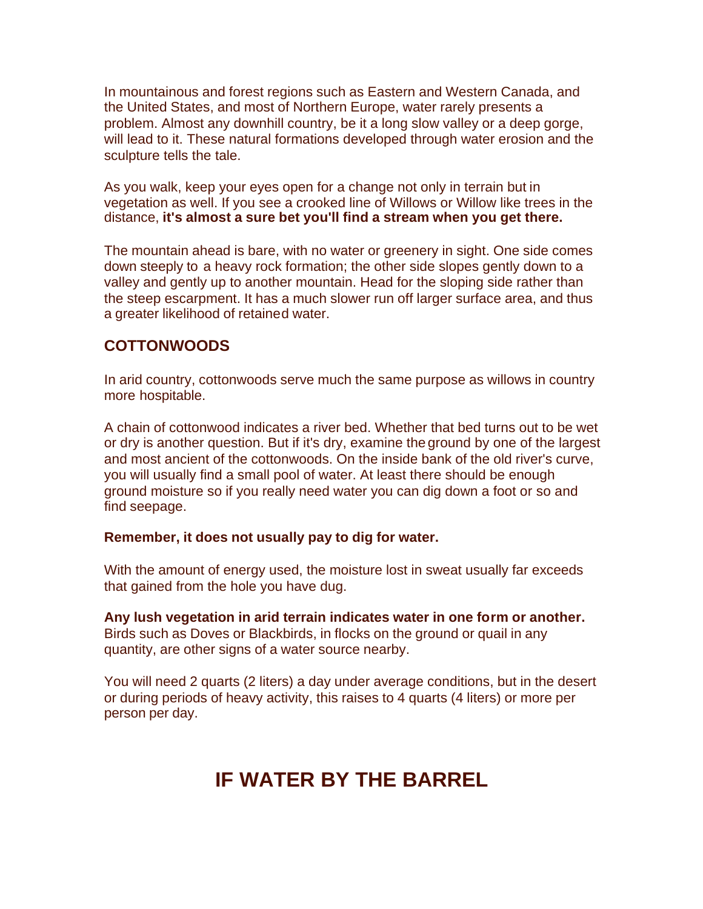In mountainous and forest regions such as Eastern and Western Canada, and the United States, and most of Northern Europe, water rarely presents a problem. Almost any downhill country, be it a long slow valley or a deep gorge, will lead to it. These natural formations developed through water erosion and the sculpture tells the tale.

As you walk, keep your eyes open for a change not only in terrain but in vegetation as well. If you see a crooked line of Willows or Willow like trees in the distance, **it's almost a sure bet you'll find a stream when you get there.**

The mountain ahead is bare, with no water or greenery in sight. One side comes down steeply to a heavy rock formation; the other side slopes gently down to a valley and gently up to another mountain. Head for the sloping side rather than the steep escarpment. It has a much slower run off larger surface area, and thus a greater likelihood of retained water.

## COTTONWOODS

In arid country, cottonwoods serve much the same purpose as willows in country more hospitable.

A chain of cottonwood indicates a river bed. Whether that bed turns out to be wet or dry is another question. But if it's dry, examine the ground by one of the largest and most ancient of the cottonwoods. On the inside bank of the old river's curve, you will usually find a small pool of water. At least there should be enough ground moisture so if you really need water you can dig down a foot or so and find seepage.

**Remember, it does not usually pay to dig for water.**

With the amount of energy used, the moisture lost in sweat usually far exceeds that gained from the hole you have dug.

**Any lush vegetation in arid terrain indicates water in one form or another.** Birds such as Doves or Blackbirds, in flocks on the ground or quail in any quantity, are other signs of a water source nearby.

You will need 2 quarts (2 liters) a day under average conditions, but in the desert or during periods of heavy activity, this raises to 4 quarts (4 liters) or more per person per day.

# IF WATER BY THE BARREL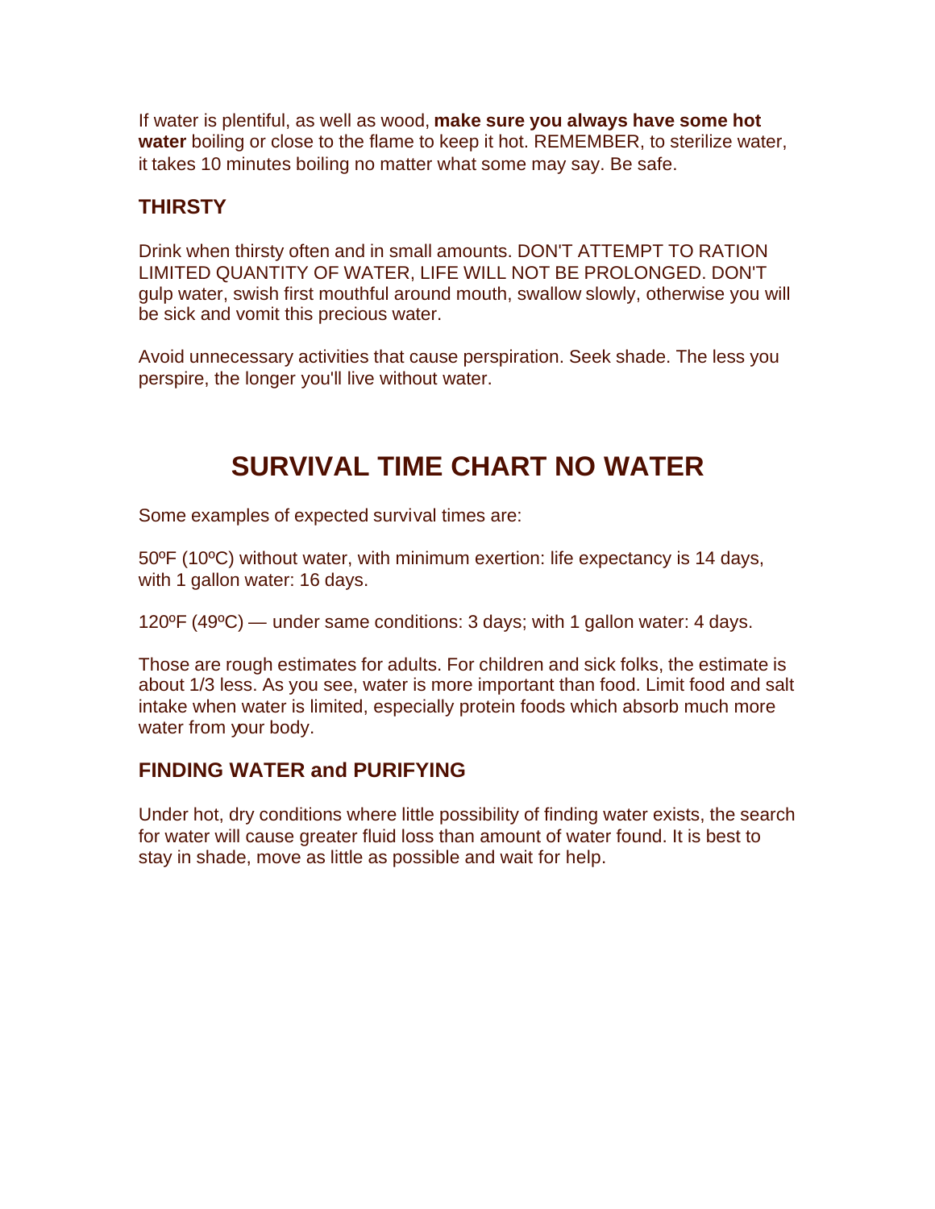If water is plentiful, as well as wood, **make sure you always have some hot water** boiling or close to the flame to keep it hot. REMEMBER, to sterilize water, it takes 10 minutes boiling no matter what some may say. Be safe.

### THIRSTY

Drink when thirsty often and in small amounts. DON'T ATTEMPT TO RATION LIMITED QUANTITY OF WATER, LIFE WILL NOT BE PROLONGED. DON'T gulp water, swish first mouthful around mouth, swallow slowly, otherwise you will be sick and vomit this precious water.

Avoid unnecessary activities that cause perspiration. Seek shade. The less you perspire, the longer you'll live without water.

## SURVIVAL TIME CHART NO WATER

Some examples of expected survival times are:

50ºF (10ºC) without water, with minimum exertion: life expectancy is 14 days, with 1 gallon water: 16 days.

120ºF (49ºC) — under same conditions: 3 days; with 1 gallon water: 4 days.

Those are rough estimates for adults. For children and sick folks, the estimate is about 1/3 less. As you see, water is more important than food. Limit food and salt intake when water is limited, especially protein foods which absorb much more water from your body.

### FINDING WATER and PURIFYING

Under hot, dry conditions where little possibility of finding water exists, the search for water will cause greater fluid loss than amount of water found. It is best to stay in shade, move as little as possible and wait for help.